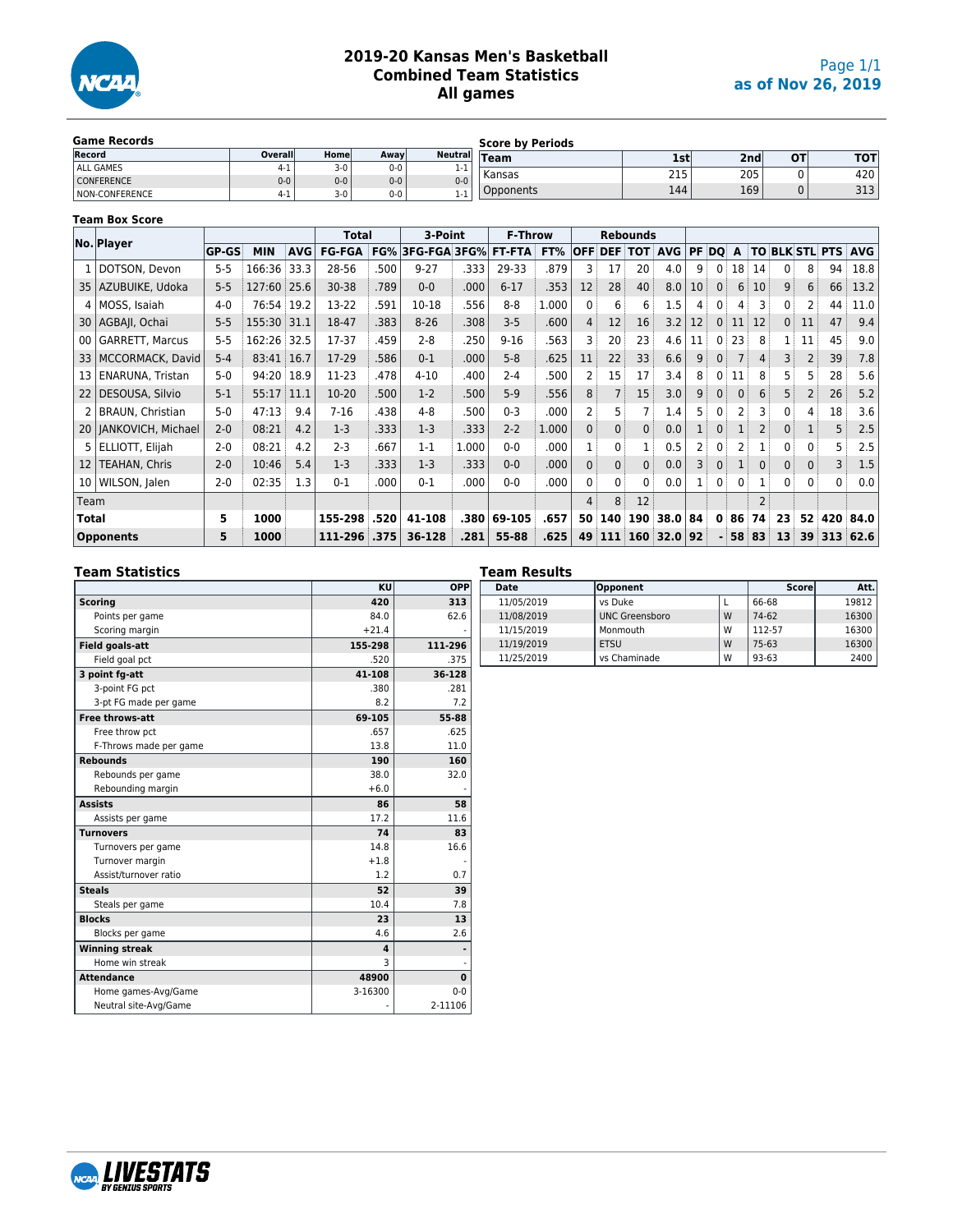# 2019-20 Kansas Men's Basketball
## Combined Team Statistics
## All games

as of Nov 26, 2019

### Game Records

| Record | Overall | Home | Away | Neutral |
|---|---|---|---|---|
| ALL GAMES | 4-1 | 3-0 | 0-0 | 1-1 |
| CONFERENCE | 0-0 | 0-0 | 0-0 | 0-0 |
| NON-CONFERENCE | 4-1 | 3-0 | 0-0 | 1-1 |

### Score by Periods

| Team | 1st | 2nd | OT | TOT |
|---|---|---|---|---|
| Kansas | 215 | 205 | 0 | 420 |
| Opponents | 144 | 169 | 0 | 313 |

### Team Box Score

| No. | Player | GP-GS | MIN | AVG | Total FG-FGA | FG% | 3-Point 3FG-FGA | 3FG% | F-Throw FT-FTA | FT% | Rebounds OFF | DEF | TOT | AVG | PF | DQ | A | TO | BLK | STL | PTS | AVG |
|---|---|---|---|---|---|---|---|---|---|---|---|---|---|---|---|---|---|---|---|---|---|---|
| 1 | DOTSON, Devon | 5-5 | 166:36 | 33.3 | 28-56 | .500 | 9-27 | .333 | 29-33 | .879 | 3 | 17 | 20 | 4.0 | 9 | 0 | 18 | 14 | 0 | 8 | 94 | 18.8 |
| 35 | AZUBUIKE, Udoka | 5-5 | 127:60 | 25.6 | 30-38 | .789 | 0-0 | .000 | 6-17 | .353 | 12 | 28 | 40 | 8.0 | 10 | 0 | 6 | 10 | 9 | 6 | 66 | 13.2 |
| 4 | MOSS, Isaiah | 4-0 | 76:54 | 19.2 | 13-22 | .591 | 10-18 | .556 | 8-8 | 1.000 | 0 | 6 | 6 | 1.5 | 4 | 0 | 4 | 3 | 0 | 2 | 44 | 11.0 |
| 30 | AGBAJI, Ochai | 5-5 | 155:30 | 31.1 | 18-47 | .383 | 8-26 | .308 | 3-5 | .600 | 4 | 12 | 16 | 3.2 | 12 | 0 | 11 | 12 | 0 | 11 | 47 | 9.4 |
| 00 | GARRETT, Marcus | 5-5 | 162:26 | 32.5 | 17-37 | .459 | 2-8 | .250 | 9-16 | .563 | 3 | 20 | 23 | 4.6 | 11 | 0 | 23 | 8 | 1 | 11 | 45 | 9.0 |
| 33 | MCCORMACK, David | 5-4 | 83:41 | 16.7 | 17-29 | .586 | 0-1 | .000 | 5-8 | .625 | 11 | 22 | 33 | 6.6 | 9 | 0 | 7 | 4 | 3 | 2 | 39 | 7.8 |
| 13 | ENARUNA, Tristan | 5-0 | 94:20 | 18.9 | 11-23 | .478 | 4-10 | .400 | 2-4 | .500 | 2 | 15 | 17 | 3.4 | 8 | 0 | 11 | 8 | 5 | 5 | 28 | 5.6 |
| 22 | DESOUSA, Silvio | 5-1 | 55:17 | 11.1 | 10-20 | .500 | 1-2 | .500 | 5-9 | .556 | 8 | 7 | 15 | 3.0 | 9 | 0 | 0 | 6 | 5 | 2 | 26 | 5.2 |
| 2 | BRAUN, Christian | 5-0 | 47:13 | 9.4 | 7-16 | .438 | 4-8 | .500 | 0-3 | .000 | 2 | 5 | 7 | 1.4 | 5 | 0 | 2 | 3 | 0 | 4 | 18 | 3.6 |
| 20 | JANKOVICH, Michael | 2-0 | 08:21 | 4.2 | 1-3 | .333 | 1-3 | .333 | 2-2 | 1.000 | 0 | 0 | 0 | 0.0 | 1 | 0 | 1 | 2 | 0 | 1 | 5 | 2.5 |
| 5 | ELLIOTT, Elijah | 2-0 | 08:21 | 4.2 | 2-3 | .667 | 1-1 | 1.000 | 0-0 | .000 | 1 | 0 | 1 | 0.5 | 2 | 0 | 2 | 1 | 0 | 0 | 5 | 2.5 |
| 12 | TEAHAN, Chris | 2-0 | 10:46 | 5.4 | 1-3 | .333 | 1-3 | .333 | 0-0 | .000 | 0 | 0 | 0 | 0.0 | 3 | 0 | 1 | 0 | 0 | 0 | 3 | 1.5 |
| 10 | WILSON, Jalen | 2-0 | 02:35 | 1.3 | 0-1 | .000 | 0-1 | .000 | 0-0 | .000 | 0 | 0 | 0 | 0.0 | 1 | 0 | 0 | 1 | 0 | 0 | 0 | 0.0 |
| | Team | | | | | | | | | | 4 | 8 | 12 | | | | | 2 | | | | |
| | **Total** | **5** | **1000** | | **155-298** | **.520** | **41-108** | **.380** | **69-105** | **.657** | **50** | **140** | **190** | **38.0** | **84** | **0** | **86** | **74** | **23** | **52** | **420** | **84.0** |
| | **Opponents** | **5** | **1000** | | **111-296** | **.375** | **36-128** | **.281** | **55-88** | **.625** | **49** | **111** | **160** | **32.0** | **92** | **-** | **58** | **83** | **13** | **39** | **313** | **62.6** |

### Team Statistics

| | KU | OPP |
|---|---|---|
| **Scoring** | **420** | **313** |
| Points per game | 84.0 | 62.6 |
| Scoring margin | +21.4 | - |
| **Field goals-att** | **155-298** | **111-296** |
| Field goal pct | .520 | .375 |
| **3 point fg-att** | **41-108** | **36-128** |
| 3-point FG pct | .380 | .281 |
| 3-pt FG made per game | 8.2 | 7.2 |
| **Free throws-att** | **69-105** | **55-88** |
| Free throw pct | .657 | .625 |
| F-Throws made per game | 13.8 | 11.0 |
| **Rebounds** | **190** | **160** |
| Rebounds per game | 38.0 | 32.0 |
| Rebounding margin | +6.0 | - |
| **Assists** | **86** | **58** |
| Assists per game | 17.2 | 11.6 |
| **Turnovers** | **74** | **83** |
| Turnovers per game | 14.8 | 16.6 |
| Turnover margin | +1.8 | - |
| Assist/turnover ratio | 1.2 | 0.7 |
| **Steals** | **52** | **39** |
| Steals per game | 10.4 | 7.8 |
| **Blocks** | **23** | **13** |
| Blocks per game | 4.6 | 2.6 |
| **Winning streak** | **4** | **-** |
| Home win streak | 3 | - |
| **Attendance** | **48900** | **0** |
| Home games-Avg/Game | 3-16300 | 0-0 |
| Neutral site-Avg/Game | - | 2-11106 |

### Team Results

| Date | Opponent | | Score | Att. |
|---|---|---|---|---|
| 11/05/2019 | vs Duke | L | 66-68 | 19812 |
| 11/08/2019 | UNC Greensboro | W | 74-62 | 16300 |
| 11/15/2019 | Monmouth | W | 112-57 | 16300 |
| 11/19/2019 | ETSU | W | 75-63 | 16300 |
| 11/25/2019 | vs Chaminade | W | 93-63 | 2400 |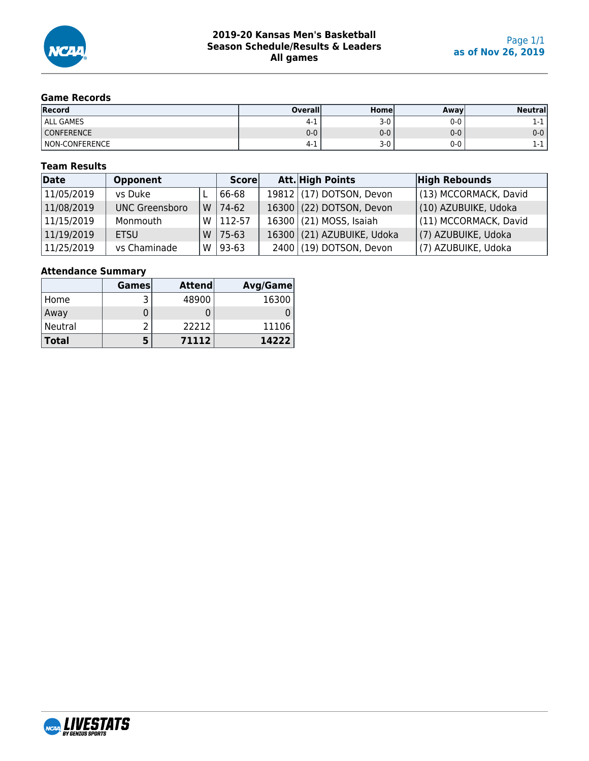# 2019-20 Kansas Men's Basketball
## Season Schedule/Results & Leaders
### All games

as of Nov 26, 2019

### Game Records

| Record | Overall | Home | Away | Neutral |
|---|---|---|---|---|
| ALL GAMES | 4-1 | 3-0 | 0-0 | 1-1 |
| CONFERENCE | 0-0 | 0-0 | 0-0 | 0-0 |
| NON-CONFERENCE | 4-1 | 3-0 | 0-0 | 1-1 |

### Team Results

| Date | Opponent | | Score | Att. | High Points | High Rebounds |
|---|---|---|---|---|---|---|
| 11/05/2019 | vs Duke | L | 66-68 | 19812 | (17) DOTSON, Devon | (13) MCCORMACK, David |
| 11/08/2019 | UNC Greensboro | W | 74-62 | 16300 | (22) DOTSON, Devon | (10) AZUBUIKE, Udoka |
| 11/15/2019 | Monmouth | W | 112-57 | 16300 | (21) MOSS, Isaiah | (11) MCCORMACK, David |
| 11/19/2019 | ETSU | W | 75-63 | 16300 | (21) AZUBUIKE, Udoka | (7) AZUBUIKE, Udoka |
| 11/25/2019 | vs Chaminade | W | 93-63 | 2400 | (19) DOTSON, Devon | (7) AZUBUIKE, Udoka |

### Attendance Summary

| | Games | Attend | Avg/Game |
|---|---|---|---|
| Home | 3 | 48900 | 16300 |
| Away | 0 | 0 | 0 |
| Neutral | 2 | 22212 | 11106 |
| **Total** | **5** | **71112** | **14222** |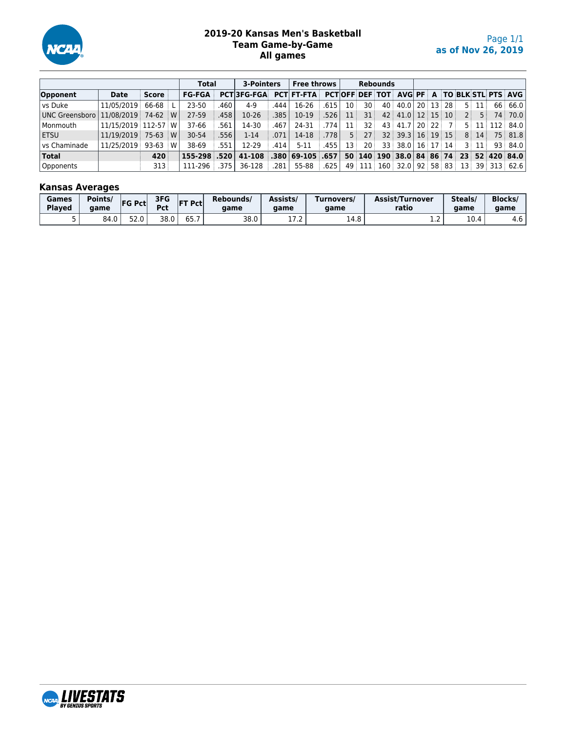# 2019-20 Kansas Men's Basketball
## Team Game-by-Game
## All games

as of Nov 26, 2019

| | | | | Total | | 3-Pointers | | Free throws | | Rebounds | | | | | | | | | | |
|---|---|---|---|---|---|---|---|---|---|---|---|---|---|---|---|---|---|---|---|---|
| Opponent | Date | Score | | FG-FGA | PCT | 3FG-FGA | PCT | FT-FTA | PCT | OFF | DEF | TOT | AVG | PF | A | TO | BLK | STL | PTS | AVG |
| vs Duke | 11/05/2019 | 66-68 | L | 23-50 | .460 | 4-9 | .444 | 16-26 | .615 | 10 | 30 | 40 | 40.0 | 20 | 13 | 28 | 5 | 11 | 66 | 66.0 |
| UNC Greensboro | 11/08/2019 | 74-62 | W | 27-59 | .458 | 10-26 | .385 | 10-19 | .526 | 11 | 31 | 42 | 41.0 | 12 | 15 | 10 | 2 | 5 | 74 | 70.0 |
| Monmouth | 11/15/2019 | 112-57 | W | 37-66 | .561 | 14-30 | .467 | 24-31 | .774 | 11 | 32 | 43 | 41.7 | 20 | 22 | 7 | 5 | 11 | 112 | 84.0 |
| ETSU | 11/19/2019 | 75-63 | W | 30-54 | .556 | 1-14 | .071 | 14-18 | .778 | 5 | 27 | 32 | 39.3 | 16 | 19 | 15 | 8 | 14 | 75 | 81.8 |
| vs Chaminade | 11/25/2019 | 93-63 | W | 38-69 | .551 | 12-29 | .414 | 5-11 | .455 | 13 | 20 | 33 | 38.0 | 16 | 17 | 14 | 3 | 11 | 93 | 84.0 |
| **Total** | | **420** | | **155-298** | **.520** | **41-108** | **.380** | **69-105** | **.657** | **50** | **140** | **190** | **38.0** | **84** | **86** | **74** | **23** | **52** | **420** | **84.0** |
| Opponents | | 313 | | 111-296 | .375 | 36-128 | .281 | 55-88 | .625 | 49 | 111 | 160 | 32.0 | 92 | 58 | 83 | 13 | 39 | 313 | 62.6 |

## Kansas Averages

| Games Played | Points/ game | FG Pct | 3FG Pct | FT Pct | Rebounds/ game | Assists/ game | Turnovers/ game | Assist/Turnover ratio | Steals/ game | Blocks/ game |
|---|---|---|---|---|---|---|---|---|---|---|
| 5 | 84.0 | 52.0 | 38.0 | 65.7 | 38.0 | 17.2 | 14.8 | 1.2 | 10.4 | 4.6 |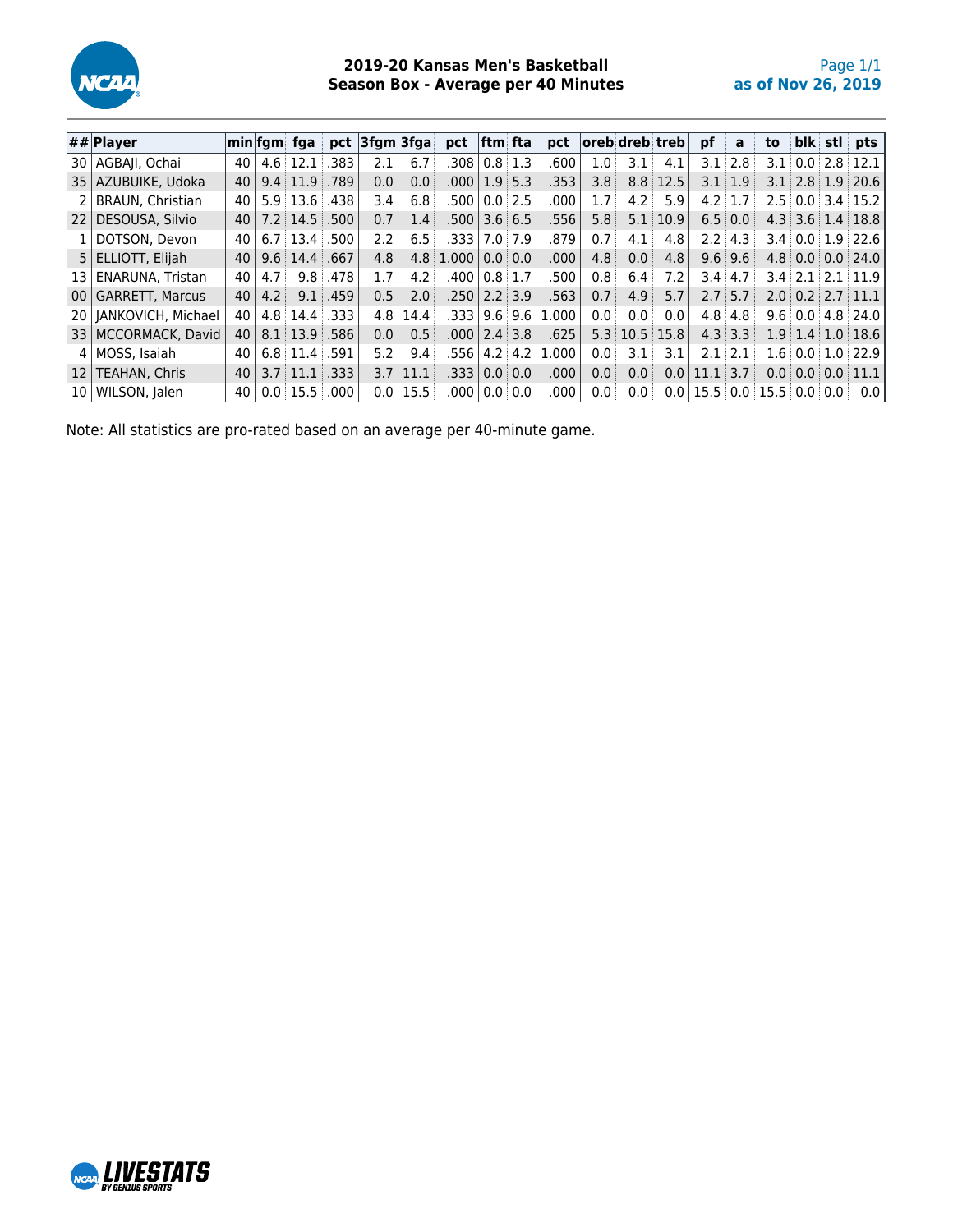# 2019-20 Kansas Men's Basketball
## Season Box - Average per 40 Minutes

as of Nov 26, 2019

| ## | Player | min | fgm | fga | pct | 3fgm | 3fga | pct | ftm | fta | pct | oreb | dreb | treb | pf | a | to | blk | stl | pts |
|---|---|---|---|---|---|---|---|---|---|---|---|---|---|---|---|---|---|---|---|---|
| 30 | AGBAJI, Ochai | 40 | 4.6 | 12.1 | .383 | 2.1 | 6.7 | .308 | 0.8 | 1.3 | .600 | 1.0 | 3.1 | 4.1 | 3.1 | 2.8 | 3.1 | 0.0 | 2.8 | 12.1 |
| 35 | AZUBUIKE, Udoka | 40 | 9.4 | 11.9 | .789 | 0.0 | 0.0 | .000 | 1.9 | 5.3 | .353 | 3.8 | 8.8 | 12.5 | 3.1 | 1.9 | 3.1 | 2.8 | 1.9 | 20.6 |
| 2 | BRAUN, Christian | 40 | 5.9 | 13.6 | .438 | 3.4 | 6.8 | .500 | 0.0 | 2.5 | .000 | 1.7 | 4.2 | 5.9 | 4.2 | 1.7 | 2.5 | 0.0 | 3.4 | 15.2 |
| 22 | DESOUSA, Silvio | 40 | 7.2 | 14.5 | .500 | 0.7 | 1.4 | .500 | 3.6 | 6.5 | .556 | 5.8 | 5.1 | 10.9 | 6.5 | 0.0 | 4.3 | 3.6 | 1.4 | 18.8 |
| 1 | DOTSON, Devon | 40 | 6.7 | 13.4 | .500 | 2.2 | 6.5 | .333 | 7.0 | 7.9 | .879 | 0.7 | 4.1 | 4.8 | 2.2 | 4.3 | 3.4 | 0.0 | 1.9 | 22.6 |
| 5 | ELLIOTT, Elijah | 40 | 9.6 | 14.4 | .667 | 4.8 | 4.8 | 1.000 | 0.0 | 0.0 | .000 | 4.8 | 0.0 | 4.8 | 9.6 | 9.6 | 4.8 | 0.0 | 0.0 | 24.0 |
| 13 | ENARUNA, Tristan | 40 | 4.7 | 9.8 | .478 | 1.7 | 4.2 | .400 | 0.8 | 1.7 | .500 | 0.8 | 6.4 | 7.2 | 3.4 | 4.7 | 3.4 | 2.1 | 2.1 | 11.9 |
| 00 | GARRETT, Marcus | 40 | 4.2 | 9.1 | .459 | 0.5 | 2.0 | .250 | 2.2 | 3.9 | .563 | 0.7 | 4.9 | 5.7 | 2.7 | 5.7 | 2.0 | 0.2 | 2.7 | 11.1 |
| 20 | JANKOVICH, Michael | 40 | 4.8 | 14.4 | .333 | 4.8 | 14.4 | .333 | 9.6 | 9.6 | 1.000 | 0.0 | 0.0 | 0.0 | 4.8 | 4.8 | 9.6 | 0.0 | 4.8 | 24.0 |
| 33 | MCCORMACK, David | 40 | 8.1 | 13.9 | .586 | 0.0 | 0.5 | .000 | 2.4 | 3.8 | .625 | 5.3 | 10.5 | 15.8 | 4.3 | 3.3 | 1.9 | 1.4 | 1.0 | 18.6 |
| 4 | MOSS, Isaiah | 40 | 6.8 | 11.4 | .591 | 5.2 | 9.4 | .556 | 4.2 | 4.2 | 1.000 | 0.0 | 3.1 | 3.1 | 2.1 | 2.1 | 1.6 | 0.0 | 1.0 | 22.9 |
| 12 | TEAHAN, Chris | 40 | 3.7 | 11.1 | .333 | 3.7 | 11.1 | .333 | 0.0 | 0.0 | .000 | 0.0 | 0.0 | 0.0 | 11.1 | 3.7 | 0.0 | 0.0 | 0.0 | 11.1 |
| 10 | WILSON, Jalen | 40 | 0.0 | 15.5 | .000 | 0.0 | 15.5 | .000 | 0.0 | 0.0 | .000 | 0.0 | 0.0 | 0.0 | 15.5 | 0.0 | 15.5 | 0.0 | 0.0 | 0.0 |

Note: All statistics are pro-rated based on an average per 40-minute game.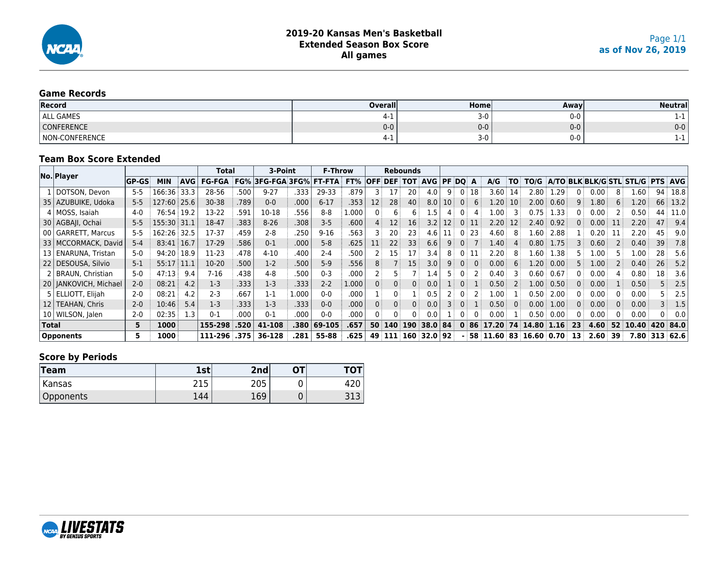# 2019-20 Kansas Men's Basketball
## Extended Season Box Score
## All games

as of Nov 26, 2019

### Game Records

| Record | Overall | Home | Away | Neutral |
|---|---|---|---|---|
| ALL GAMES | 4-1 | 3-0 | 0-0 | 1-1 |
| CONFERENCE | 0-0 | 0-0 | 0-0 | 0-0 |
| NON-CONFERENCE | 4-1 | 3-0 | 0-0 | 1-1 |

### Team Box Score Extended

| No. | Player | GP-GS | MIN | AVG | Total FG-FGA | FG% | 3-Point 3FG-FGA | 3FG% | F-Throw FT-FTA | FT% | Rebounds OFF | DEF | TOT | AVG | PF | DQ | A | A/G | TO | TO/G | A/TO | BLK | BLK/G | STL | STL/G | PTS | AVG |
|---|---|---|---|---|---|---|---|---|---|---|---|---|---|---|---|---|---|---|---|---|---|---|---|---|---|---|---|
| 1 | DOTSON, Devon | 5-5 | 166:36 | 33.3 | 28-56 | .500 | 9-27 | .333 | 29-33 | .879 | 3 | 17 | 20 | 4.0 | 9 | 0 | 18 | 3.60 | 14 | 2.80 | 1.29 | 0 | 0.00 | 8 | 1.60 | 94 | 18.8 |
| 35 | AZUBUIKE, Udoka | 5-5 | 127:60 | 25.6 | 30-38 | .789 | 0-0 | .000 | 6-17 | .353 | 12 | 28 | 40 | 8.0 | 10 | 0 | 6 | 1.20 | 10 | 2.00 | 0.60 | 9 | 1.80 | 6 | 1.20 | 66 | 13.2 |
| 4 | MOSS, Isaiah | 4-0 | 76:54 | 19.2 | 13-22 | .591 | 10-18 | .556 | 8-8 | 1.000 | 0 | 6 | 6 | 1.5 | 4 | 0 | 4 | 1.00 | 3 | 0.75 | 1.33 | 0 | 0.00 | 2 | 0.50 | 44 | 11.0 |
| 30 | AGBAJI, Ochai | 5-5 | 155:30 | 31.1 | 18-47 | .383 | 8-26 | .308 | 3-5 | .600 | 4 | 12 | 16 | 3.2 | 12 | 0 | 11 | 2.20 | 12 | 2.40 | 0.92 | 0 | 0.00 | 11 | 2.20 | 47 | 9.4 |
| 00 | GARRETT, Marcus | 5-5 | 162:26 | 32.5 | 17-37 | .459 | 2-8 | .250 | 9-16 | .563 | 3 | 20 | 23 | 4.6 | 11 | 0 | 23 | 4.60 | 8 | 1.60 | 2.88 | 1 | 0.20 | 11 | 2.20 | 45 | 9.0 |
| 33 | MCCORMACK, David | 5-4 | 83:41 | 16.7 | 17-29 | .586 | 0-1 | .000 | 5-8 | .625 | 11 | 22 | 33 | 6.6 | 9 | 0 | 7 | 1.40 | 4 | 0.80 | 1.75 | 3 | 0.60 | 2 | 0.40 | 39 | 7.8 |
| 13 | ENARUNA, Tristan | 5-0 | 94:20 | 18.9 | 11-23 | .478 | 4-10 | .400 | 2-4 | .500 | 2 | 15 | 17 | 3.4 | 8 | 0 | 11 | 2.20 | 8 | 1.60 | 1.38 | 5 | 1.00 | 5 | 1.00 | 28 | 5.6 |
| 22 | DESOUSA, Silvio | 5-1 | 55:17 | 11.1 | 10-20 | .500 | 1-2 | .500 | 5-9 | .556 | 8 | 7 | 15 | 3.0 | 9 | 0 | 0 | 0.00 | 6 | 1.20 | 0.00 | 5 | 1.00 | 2 | 0.40 | 26 | 5.2 |
| 2 | BRAUN, Christian | 5-0 | 47:13 | 9.4 | 7-16 | .438 | 4-8 | .500 | 0-3 | .000 | 2 | 5 | 7 | 1.4 | 5 | 0 | 2 | 0.40 | 3 | 0.60 | 0.67 | 0 | 0.00 | 4 | 0.80 | 18 | 3.6 |
| 20 | JANKOVICH, Michael | 2-0 | 08:21 | 4.2 | 1-3 | .333 | 1-3 | .333 | 2-2 | 1.000 | 0 | 0 | 0 | 0.0 | 1 | 0 | 1 | 0.50 | 2 | 1.00 | 0.50 | 0 | 0.00 | 1 | 0.50 | 5 | 2.5 |
| 5 | ELLIOTT, Elijah | 2-0 | 08:21 | 4.2 | 2-3 | .667 | 1-1 | 1.000 | 0-0 | .000 | 1 | 0 | 1 | 0.5 | 2 | 0 | 2 | 1.00 | 1 | 0.50 | 2.00 | 0 | 0.00 | 0 | 0.00 | 5 | 2.5 |
| 12 | TEAHAN, Chris | 2-0 | 10:46 | 5.4 | 1-3 | .333 | 1-3 | .333 | 0-0 | .000 | 0 | 0 | 0 | 0.0 | 3 | 0 | 1 | 0.50 | 0 | 0.00 | 1.00 | 0 | 0.00 | 0 | 0.00 | 3 | 1.5 |
| 10 | WILSON, Jalen | 2-0 | 02:35 | 1.3 | 0-1 | .000 | 0-1 | .000 | 0-0 | .000 | 0 | 0 | 0 | 0.0 | 1 | 0 | 0 | 0.00 | 1 | 0.50 | 0.00 | 0 | 0.00 | 0 | 0.00 | 0 | 0.0 |
| **Total** | | **5** | **1000** | | **155-298** | **.520** | **41-108** | **.380** | **69-105** | **.657** | **50** | **140** | **190** | **38.0** | **84** | **0** | **86** | **17.20** | **74** | **14.80** | **1.16** | **23** | **4.60** | **52** | **10.40** | **420** | **84.0** |
| **Opponents** | | **5** | **1000** | | **111-296** | **.375** | **36-128** | **.281** | **55-88** | **.625** | **49** | **111** | **160** | **32.0** | **92** | **-** | **58** | **11.60** | **83** | **16.60** | **0.70** | **13** | **2.60** | **39** | **7.80** | **313** | **62.6** |

### Score by Periods

| Team | 1st | 2nd | OT | TOT |
|---|---|---|---|---|
| Kansas | 215 | 205 | 0 | 420 |
| Opponents | 144 | 169 | 0 | 313 |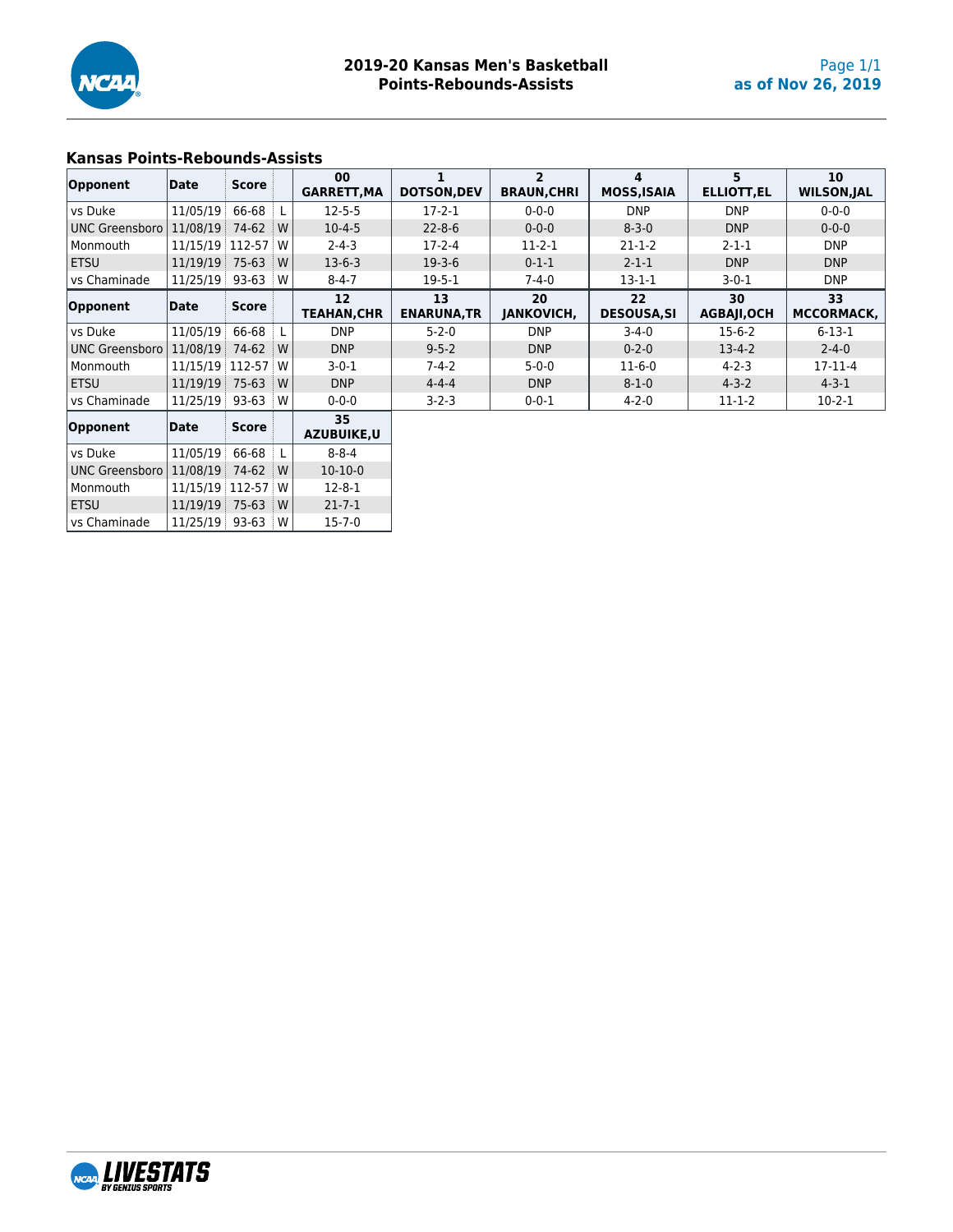# 2019-20 Kansas Men's Basketball
## Points-Rebounds-Assists

as of Nov 26, 2019

### Kansas Points-Rebounds-Assists

| Opponent | Date | Score | | 00 GARRETT,MA | 1 DOTSON,DEV | 2 BRAUN,CHRI | 4 MOSS,ISAIA | 5 ELLIOTT,EL | 10 WILSON,JAL |
|---|---|---|---|---|---|---|---|---|---|
| vs Duke | 11/05/19 | 66-68 | L | 12-5-5 | 17-2-1 | 0-0-0 | DNP | DNP | 0-0-0 |
| UNC Greensboro | 11/08/19 | 74-62 | W | 10-4-5 | 22-8-6 | 0-0-0 | 8-3-0 | DNP | 0-0-0 |
| Monmouth | 11/15/19 | 112-57 | W | 2-4-3 | 17-2-4 | 11-2-1 | 21-1-2 | 2-1-1 | DNP |
| ETSU | 11/19/19 | 75-63 | W | 13-6-3 | 19-3-6 | 0-1-1 | 2-1-1 | DNP | DNP |
| vs Chaminade | 11/25/19 | 93-63 | W | 8-4-7 | 19-5-1 | 7-4-0 | 13-1-1 | 3-0-1 | DNP |

| Opponent | Date | Score | | 12 TEAHAN,CHR | 13 ENARUNA,TR | 20 JANKOVICH, | 22 DESOUSA,SI | 30 AGBAJI,OCH | 33 MCCORMACK, |
|---|---|---|---|---|---|---|---|---|---|
| vs Duke | 11/05/19 | 66-68 | L | DNP | 5-2-0 | DNP | 3-4-0 | 15-6-2 | 6-13-1 |
| UNC Greensboro | 11/08/19 | 74-62 | W | DNP | 9-5-2 | DNP | 0-2-0 | 13-4-2 | 2-4-0 |
| Monmouth | 11/15/19 | 112-57 | W | 3-0-1 | 7-4-2 | 5-0-0 | 11-6-0 | 4-2-3 | 17-11-4 |
| ETSU | 11/19/19 | 75-63 | W | DNP | 4-4-4 | DNP | 8-1-0 | 4-3-2 | 4-3-1 |
| vs Chaminade | 11/25/19 | 93-63 | W | 0-0-0 | 3-2-3 | 0-0-1 | 4-2-0 | 11-1-2 | 10-2-1 |

| Opponent | Date | Score | | 35 AZUBUIKE,U |
|---|---|---|---|---|
| vs Duke | 11/05/19 | 66-68 | L | 8-8-4 |
| UNC Greensboro | 11/08/19 | 74-62 | W | 10-10-0 |
| Monmouth | 11/15/19 | 112-57 | W | 12-8-1 |
| ETSU | 11/19/19 | 75-63 | W | 21-7-1 |
| vs Chaminade | 11/25/19 | 93-63 | W | 15-7-0 |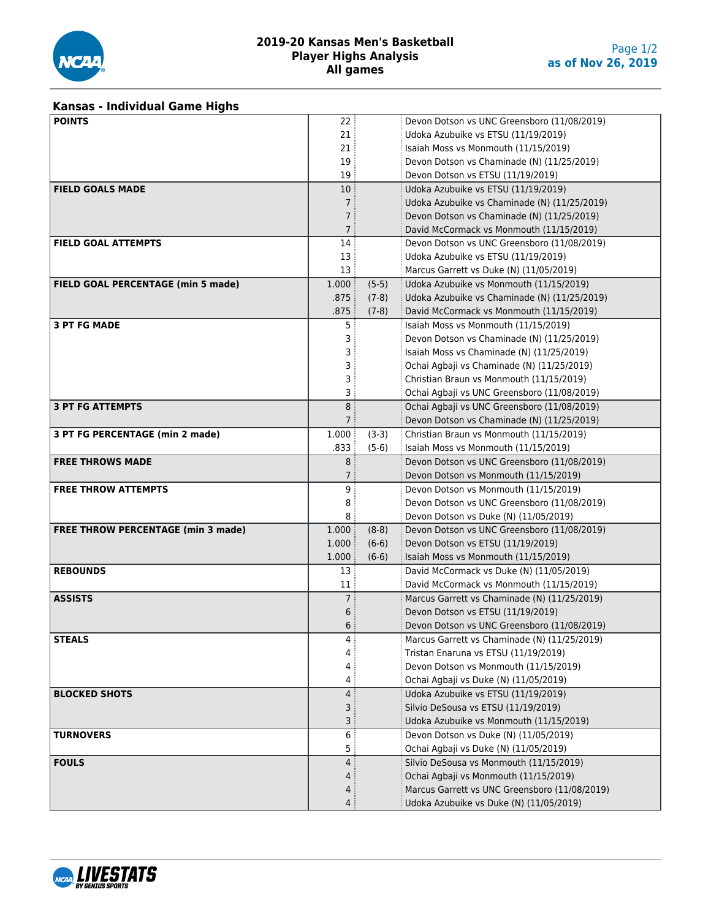# 2019-20 Kansas Men's Basketball
## Player Highs Analysis
## All games

as of Nov 26, 2019

### Kansas - Individual Game Highs

| Category | Value | Detail | Player / Game |
|---|---|---|---|
| **POINTS** | 22 | | Devon Dotson vs UNC Greensboro (11/08/2019) |
| | 21 | | Udoka Azubuike vs ETSU (11/19/2019) |
| | 21 | | Isaiah Moss vs Monmouth (11/15/2019) |
| | 19 | | Devon Dotson vs Chaminade (N) (11/25/2019) |
| | 19 | | Devon Dotson vs ETSU (11/19/2019) |
| **FIELD GOALS MADE** | 10 | | Udoka Azubuike vs ETSU (11/19/2019) |
| | 7 | | Udoka Azubuike vs Chaminade (N) (11/25/2019) |
| | 7 | | Devon Dotson vs Chaminade (N) (11/25/2019) |
| | 7 | | David McCormack vs Monmouth (11/15/2019) |
| **FIELD GOAL ATTEMPTS** | 14 | | Devon Dotson vs UNC Greensboro (11/08/2019) |
| | 13 | | Udoka Azubuike vs ETSU (11/19/2019) |
| | 13 | | Marcus Garrett vs Duke (N) (11/05/2019) |
| **FIELD GOAL PERCENTAGE (min 5 made)** | 1.000 | (5-5) | Udoka Azubuike vs Monmouth (11/15/2019) |
| | .875 | (7-8) | Udoka Azubuike vs Chaminade (N) (11/25/2019) |
| | .875 | (7-8) | David McCormack vs Monmouth (11/15/2019) |
| **3 PT FG MADE** | 5 | | Isaiah Moss vs Monmouth (11/15/2019) |
| | 3 | | Devon Dotson vs Chaminade (N) (11/25/2019) |
| | 3 | | Isaiah Moss vs Chaminade (N) (11/25/2019) |
| | 3 | | Ochai Agbaji vs Chaminade (N) (11/25/2019) |
| | 3 | | Christian Braun vs Monmouth (11/15/2019) |
| | 3 | | Ochai Agbaji vs UNC Greensboro (11/08/2019) |
| **3 PT FG ATTEMPTS** | 8 | | Ochai Agbaji vs UNC Greensboro (11/08/2019) |
| | 7 | | Devon Dotson vs Chaminade (N) (11/25/2019) |
| **3 PT FG PERCENTAGE (min 2 made)** | 1.000 | (3-3) | Christian Braun vs Monmouth (11/15/2019) |
| | .833 | (5-6) | Isaiah Moss vs Monmouth (11/15/2019) |
| **FREE THROWS MADE** | 8 | | Devon Dotson vs UNC Greensboro (11/08/2019) |
| | 7 | | Devon Dotson vs Monmouth (11/15/2019) |
| **FREE THROW ATTEMPTS** | 9 | | Devon Dotson vs Monmouth (11/15/2019) |
| | 8 | | Devon Dotson vs UNC Greensboro (11/08/2019) |
| | 8 | | Devon Dotson vs Duke (N) (11/05/2019) |
| **FREE THROW PERCENTAGE (min 3 made)** | 1.000 | (8-8) | Devon Dotson vs UNC Greensboro (11/08/2019) |
| | 1.000 | (6-6) | Devon Dotson vs ETSU (11/19/2019) |
| | 1.000 | (6-6) | Isaiah Moss vs Monmouth (11/15/2019) |
| **REBOUNDS** | 13 | | David McCormack vs Duke (N) (11/05/2019) |
| | 11 | | David McCormack vs Monmouth (11/15/2019) |
| **ASSISTS** | 7 | | Marcus Garrett vs Chaminade (N) (11/25/2019) |
| | 6 | | Devon Dotson vs ETSU (11/19/2019) |
| | 6 | | Devon Dotson vs UNC Greensboro (11/08/2019) |
| **STEALS** | 4 | | Marcus Garrett vs Chaminade (N) (11/25/2019) |
| | 4 | | Tristan Enaruna vs ETSU (11/19/2019) |
| | 4 | | Devon Dotson vs Monmouth (11/15/2019) |
| | 4 | | Ochai Agbaji vs Duke (N) (11/05/2019) |
| **BLOCKED SHOTS** | 4 | | Udoka Azubuike vs ETSU (11/19/2019) |
| | 3 | | Silvio DeSousa vs ETSU (11/19/2019) |
| | 3 | | Udoka Azubuike vs Monmouth (11/15/2019) |
| **TURNOVERS** | 6 | | Devon Dotson vs Duke (N) (11/05/2019) |
| | 5 | | Ochai Agbaji vs Duke (N) (11/05/2019) |
| **FOULS** | 4 | | Silvio DeSousa vs Monmouth (11/15/2019) |
| | 4 | | Ochai Agbaji vs Monmouth (11/15/2019) |
| | 4 | | Marcus Garrett vs UNC Greensboro (11/08/2019) |
| | 4 | | Udoka Azubuike vs Duke (N) (11/05/2019) |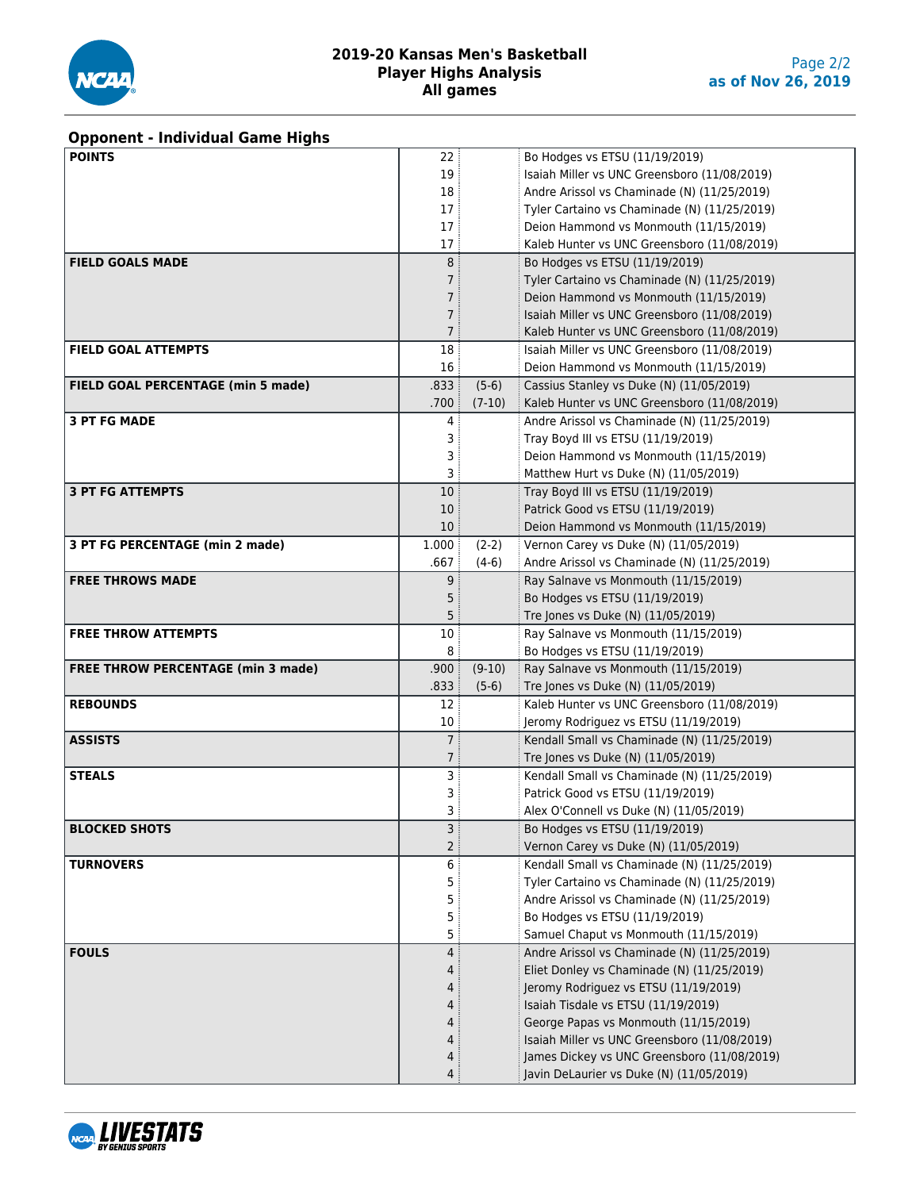# 2019-20 Kansas Men's Basketball
## Player Highs Analysis
## All games

as of Nov 26, 2019

### Opponent - Individual Game Highs

| Category | Value | | Player/Game |
|---|---|---|---|
| **POINTS** | 22 | | Bo Hodges vs ETSU (11/19/2019) |
| | 19 | | Isaiah Miller vs UNC Greensboro (11/08/2019) |
| | 18 | | Andre Arissol vs Chaminade (N) (11/25/2019) |
| | 17 | | Tyler Cartaino vs Chaminade (N) (11/25/2019) |
| | 17 | | Deion Hammond vs Monmouth (11/15/2019) |
| | 17 | | Kaleb Hunter vs UNC Greensboro (11/08/2019) |
| **FIELD GOALS MADE** | 8 | | Bo Hodges vs ETSU (11/19/2019) |
| | 7 | | Tyler Cartaino vs Chaminade (N) (11/25/2019) |
| | 7 | | Deion Hammond vs Monmouth (11/15/2019) |
| | 7 | | Isaiah Miller vs UNC Greensboro (11/08/2019) |
| | 7 | | Kaleb Hunter vs UNC Greensboro (11/08/2019) |
| **FIELD GOAL ATTEMPTS** | 18 | | Isaiah Miller vs UNC Greensboro (11/08/2019) |
| | 16 | | Deion Hammond vs Monmouth (11/15/2019) |
| **FIELD GOAL PERCENTAGE (min 5 made)** | .833 | (5-6) | Cassius Stanley vs Duke (N) (11/05/2019) |
| | .700 | (7-10) | Kaleb Hunter vs UNC Greensboro (11/08/2019) |
| **3 PT FG MADE** | 4 | | Andre Arissol vs Chaminade (N) (11/25/2019) |
| | 3 | | Tray Boyd III vs ETSU (11/19/2019) |
| | 3 | | Deion Hammond vs Monmouth (11/15/2019) |
| | 3 | | Matthew Hurt vs Duke (N) (11/05/2019) |
| **3 PT FG ATTEMPTS** | 10 | | Tray Boyd III vs ETSU (11/19/2019) |
| | 10 | | Patrick Good vs ETSU (11/19/2019) |
| | 10 | | Deion Hammond vs Monmouth (11/15/2019) |
| **3 PT FG PERCENTAGE (min 2 made)** | 1.000 | (2-2) | Vernon Carey vs Duke (N) (11/05/2019) |
| | .667 | (4-6) | Andre Arissol vs Chaminade (N) (11/25/2019) |
| **FREE THROWS MADE** | 9 | | Ray Salnave vs Monmouth (11/15/2019) |
| | 5 | | Bo Hodges vs ETSU (11/19/2019) |
| | 5 | | Tre Jones vs Duke (N) (11/05/2019) |
| **FREE THROW ATTEMPTS** | 10 | | Ray Salnave vs Monmouth (11/15/2019) |
| | 8 | | Bo Hodges vs ETSU (11/19/2019) |
| **FREE THROW PERCENTAGE (min 3 made)** | .900 | (9-10) | Ray Salnave vs Monmouth (11/15/2019) |
| | .833 | (5-6) | Tre Jones vs Duke (N) (11/05/2019) |
| **REBOUNDS** | 12 | | Kaleb Hunter vs UNC Greensboro (11/08/2019) |
| | 10 | | Jeromy Rodriguez vs ETSU (11/19/2019) |
| **ASSISTS** | 7 | | Kendall Small vs Chaminade (N) (11/25/2019) |
| | 7 | | Tre Jones vs Duke (N) (11/05/2019) |
| **STEALS** | 3 | | Kendall Small vs Chaminade (N) (11/25/2019) |
| | 3 | | Patrick Good vs ETSU (11/19/2019) |
| | 3 | | Alex O'Connell vs Duke (N) (11/05/2019) |
| **BLOCKED SHOTS** | 3 | | Bo Hodges vs ETSU (11/19/2019) |
| | 2 | | Vernon Carey vs Duke (N) (11/05/2019) |
| **TURNOVERS** | 6 | | Kendall Small vs Chaminade (N) (11/25/2019) |
| | 5 | | Tyler Cartaino vs Chaminade (N) (11/25/2019) |
| | 5 | | Andre Arissol vs Chaminade (N) (11/25/2019) |
| | 5 | | Bo Hodges vs ETSU (11/19/2019) |
| | 5 | | Samuel Chaput vs Monmouth (11/15/2019) |
| **FOULS** | 4 | | Andre Arissol vs Chaminade (N) (11/25/2019) |
| | 4 | | Eliet Donley vs Chaminade (N) (11/25/2019) |
| | 4 | | Jeromy Rodriguez vs ETSU (11/19/2019) |
| | 4 | | Isaiah Tisdale vs ETSU (11/19/2019) |
| | 4 | | George Papas vs Monmouth (11/15/2019) |
| | 4 | | Isaiah Miller vs UNC Greensboro (11/08/2019) |
| | 4 | | James Dickey vs UNC Greensboro (11/08/2019) |
| | 4 | | Javin DeLaurier vs Duke (N) (11/05/2019) |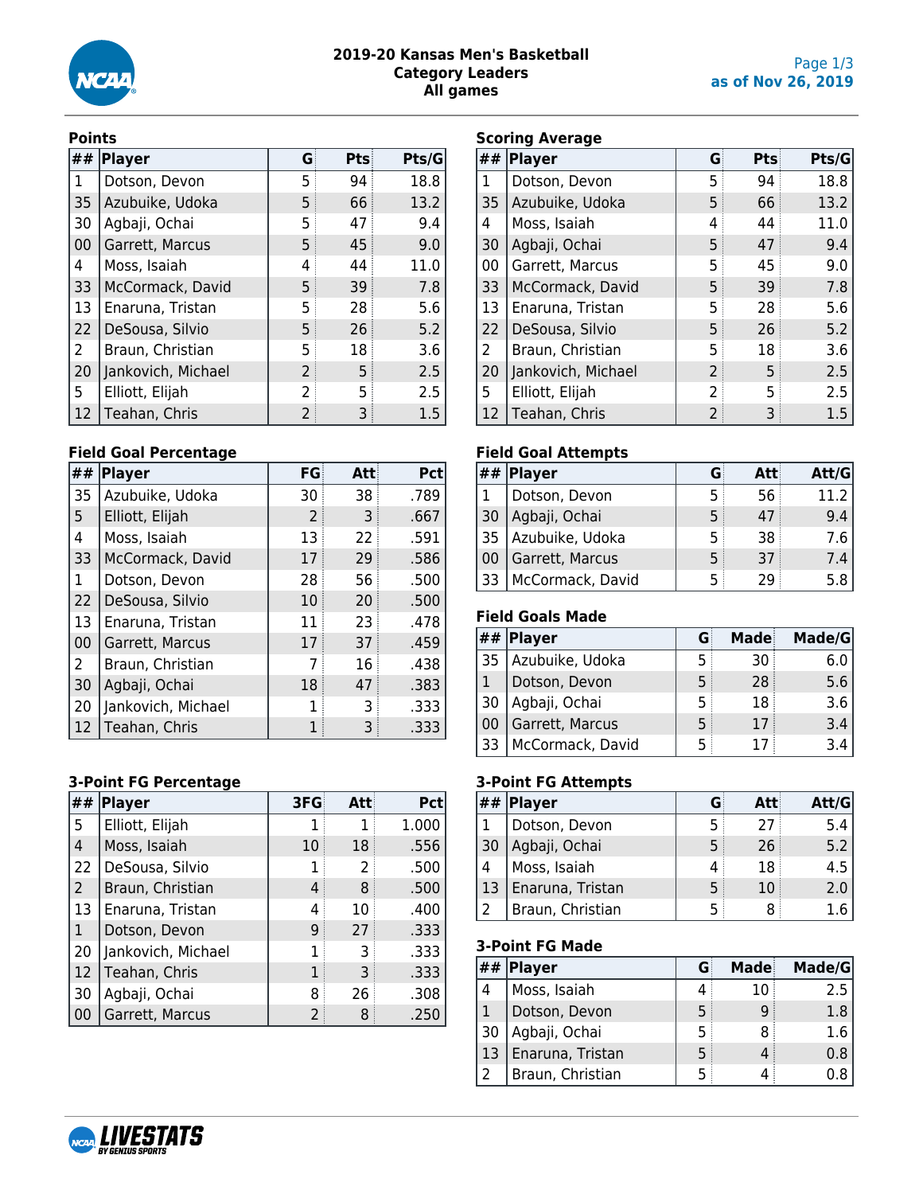# 2019-20 Kansas Men's Basketball
## Category Leaders
## All games

as of Nov 26, 2019

### Points

| ## | Player | G | Pts | Pts/G |
|---|---|---|---|---|
| 1 | Dotson, Devon | 5 | 94 | 18.8 |
| 35 | Azubuike, Udoka | 5 | 66 | 13.2 |
| 30 | Agbaji, Ochai | 5 | 47 | 9.4 |
| 00 | Garrett, Marcus | 5 | 45 | 9.0 |
| 4 | Moss, Isaiah | 4 | 44 | 11.0 |
| 33 | McCormack, David | 5 | 39 | 7.8 |
| 13 | Enaruna, Tristan | 5 | 28 | 5.6 |
| 22 | DeSousa, Silvio | 5 | 26 | 5.2 |
| 2 | Braun, Christian | 5 | 18 | 3.6 |
| 20 | Jankovich, Michael | 2 | 5 | 2.5 |
| 5 | Elliott, Elijah | 2 | 5 | 2.5 |
| 12 | Teahan, Chris | 2 | 3 | 1.5 |

### Scoring Average

| ## | Player | G | Pts | Pts/G |
|---|---|---|---|---|
| 1 | Dotson, Devon | 5 | 94 | 18.8 |
| 35 | Azubuike, Udoka | 5 | 66 | 13.2 |
| 4 | Moss, Isaiah | 4 | 44 | 11.0 |
| 30 | Agbaji, Ochai | 5 | 47 | 9.4 |
| 00 | Garrett, Marcus | 5 | 45 | 9.0 |
| 33 | McCormack, David | 5 | 39 | 7.8 |
| 13 | Enaruna, Tristan | 5 | 28 | 5.6 |
| 22 | DeSousa, Silvio | 5 | 26 | 5.2 |
| 2 | Braun, Christian | 5 | 18 | 3.6 |
| 20 | Jankovich, Michael | 2 | 5 | 2.5 |
| 5 | Elliott, Elijah | 2 | 5 | 2.5 |
| 12 | Teahan, Chris | 2 | 3 | 1.5 |

### Field Goal Percentage

| ## | Player | FG | Att | Pct |
|---|---|---|---|---|
| 35 | Azubuike, Udoka | 30 | 38 | .789 |
| 5 | Elliott, Elijah | 2 | 3 | .667 |
| 4 | Moss, Isaiah | 13 | 22 | .591 |
| 33 | McCormack, David | 17 | 29 | .586 |
| 1 | Dotson, Devon | 28 | 56 | .500 |
| 22 | DeSousa, Silvio | 10 | 20 | .500 |
| 13 | Enaruna, Tristan | 11 | 23 | .478 |
| 00 | Garrett, Marcus | 17 | 37 | .459 |
| 2 | Braun, Christian | 7 | 16 | .438 |
| 30 | Agbaji, Ochai | 18 | 47 | .383 |
| 20 | Jankovich, Michael | 1 | 3 | .333 |
| 12 | Teahan, Chris | 1 | 3 | .333 |

### Field Goal Attempts

| ## | Player | G | Att | Att/G |
|---|---|---|---|---|
| 1 | Dotson, Devon | 5 | 56 | 11.2 |
| 30 | Agbaji, Ochai | 5 | 47 | 9.4 |
| 35 | Azubuike, Udoka | 5 | 38 | 7.6 |
| 00 | Garrett, Marcus | 5 | 37 | 7.4 |
| 33 | McCormack, David | 5 | 29 | 5.8 |

### Field Goals Made

| ## | Player | G | Made | Made/G |
|---|---|---|---|---|
| 35 | Azubuike, Udoka | 5 | 30 | 6.0 |
| 1 | Dotson, Devon | 5 | 28 | 5.6 |
| 30 | Agbaji, Ochai | 5 | 18 | 3.6 |
| 00 | Garrett, Marcus | 5 | 17 | 3.4 |
| 33 | McCormack, David | 5 | 17 | 3.4 |

### 3-Point FG Percentage

| ## | Player | 3FG | Att | Pct |
|---|---|---|---|---|
| 5 | Elliott, Elijah | 1 | 1 | 1.000 |
| 4 | Moss, Isaiah | 10 | 18 | .556 |
| 22 | DeSousa, Silvio | 1 | 2 | .500 |
| 2 | Braun, Christian | 4 | 8 | .500 |
| 13 | Enaruna, Tristan | 4 | 10 | .400 |
| 1 | Dotson, Devon | 9 | 27 | .333 |
| 20 | Jankovich, Michael | 1 | 3 | .333 |
| 12 | Teahan, Chris | 1 | 3 | .333 |
| 30 | Agbaji, Ochai | 8 | 26 | .308 |
| 00 | Garrett, Marcus | 2 | 8 | .250 |

### 3-Point FG Attempts

| ## | Player | G | Att | Att/G |
|---|---|---|---|---|
| 1 | Dotson, Devon | 5 | 27 | 5.4 |
| 30 | Agbaji, Ochai | 5 | 26 | 5.2 |
| 4 | Moss, Isaiah | 4 | 18 | 4.5 |
| 13 | Enaruna, Tristan | 5 | 10 | 2.0 |
| 2 | Braun, Christian | 5 | 8 | 1.6 |

### 3-Point FG Made

| ## | Player | G | Made | Made/G |
|---|---|---|---|---|
| 4 | Moss, Isaiah | 4 | 10 | 2.5 |
| 1 | Dotson, Devon | 5 | 9 | 1.8 |
| 30 | Agbaji, Ochai | 5 | 8 | 1.6 |
| 13 | Enaruna, Tristan | 5 | 4 | 0.8 |
| 2 | Braun, Christian | 5 | 4 | 0.8 |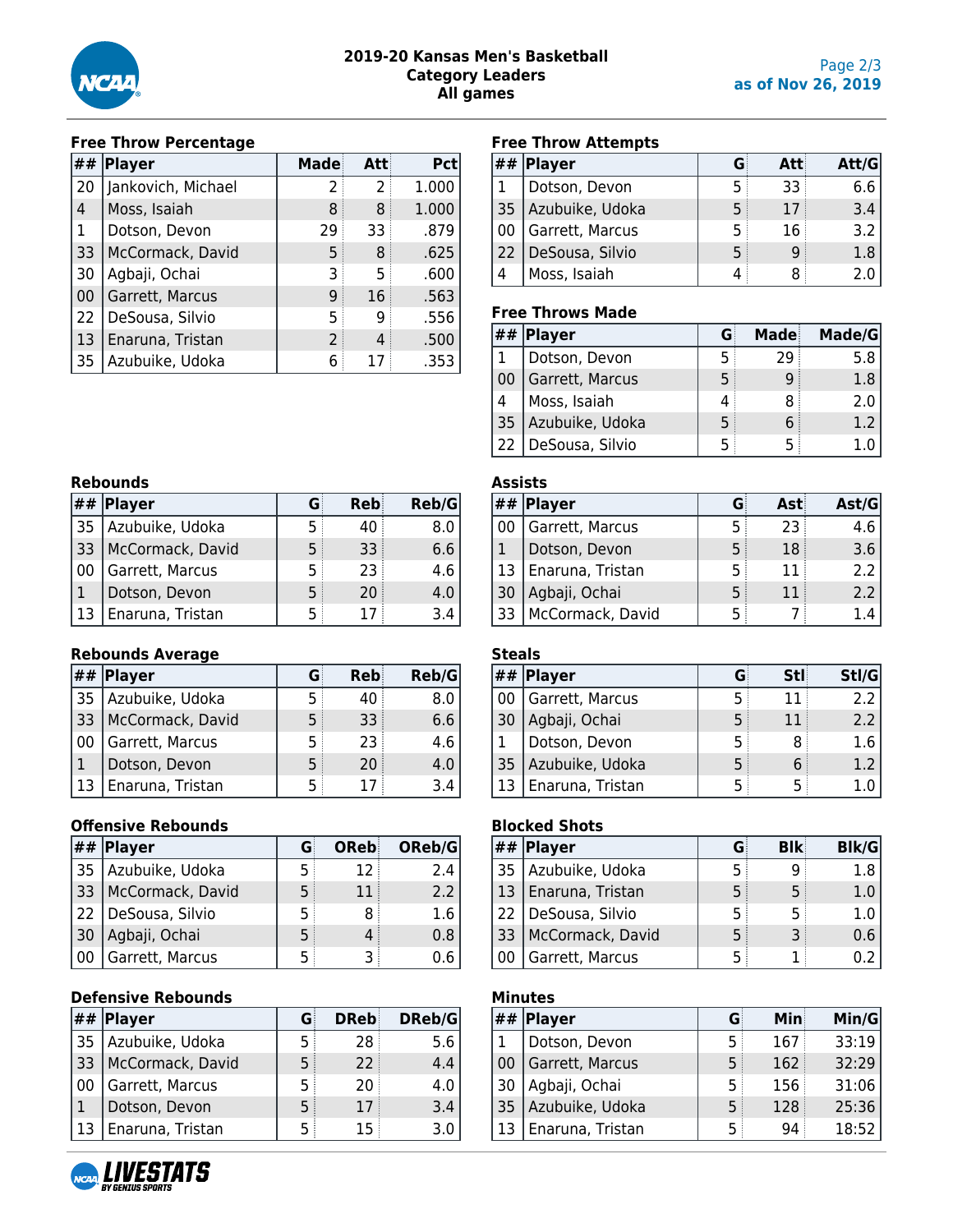# 2019-20 Kansas Men's Basketball
## Category Leaders
## All games

as of Nov 26, 2019

### Free Throw Percentage

| ## | Player | Made | Att | Pct |
|---|---|---|---|---|
| 20 | Jankovich, Michael | 2 | 2 | 1.000 |
| 4 | Moss, Isaiah | 8 | 8 | 1.000 |
| 1 | Dotson, Devon | 29 | 33 | .879 |
| 33 | McCormack, David | 5 | 8 | .625 |
| 30 | Agbaji, Ochai | 3 | 5 | .600 |
| 00 | Garrett, Marcus | 9 | 16 | .563 |
| 22 | DeSousa, Silvio | 5 | 9 | .556 |
| 13 | Enaruna, Tristan | 2 | 4 | .500 |
| 35 | Azubuike, Udoka | 6 | 17 | .353 |

### Free Throw Attempts

| ## | Player | G | Att | Att/G |
|---|---|---|---|---|
| 1 | Dotson, Devon | 5 | 33 | 6.6 |
| 35 | Azubuike, Udoka | 5 | 17 | 3.4 |
| 00 | Garrett, Marcus | 5 | 16 | 3.2 |
| 22 | DeSousa, Silvio | 5 | 9 | 1.8 |
| 4 | Moss, Isaiah | 4 | 8 | 2.0 |

### Free Throws Made

| ## | Player | G | Made | Made/G |
|---|---|---|---|---|
| 1 | Dotson, Devon | 5 | 29 | 5.8 |
| 00 | Garrett, Marcus | 5 | 9 | 1.8 |
| 4 | Moss, Isaiah | 4 | 8 | 2.0 |
| 35 | Azubuike, Udoka | 5 | 6 | 1.2 |
| 22 | DeSousa, Silvio | 5 | 5 | 1.0 |

### Rebounds

| ## | Player | G | Reb | Reb/G |
|---|---|---|---|---|
| 35 | Azubuike, Udoka | 5 | 40 | 8.0 |
| 33 | McCormack, David | 5 | 33 | 6.6 |
| 00 | Garrett, Marcus | 5 | 23 | 4.6 |
| 1 | Dotson, Devon | 5 | 20 | 4.0 |
| 13 | Enaruna, Tristan | 5 | 17 | 3.4 |

### Assists

| ## | Player | G | Ast | Ast/G |
|---|---|---|---|---|
| 00 | Garrett, Marcus | 5 | 23 | 4.6 |
| 1 | Dotson, Devon | 5 | 18 | 3.6 |
| 13 | Enaruna, Tristan | 5 | 11 | 2.2 |
| 30 | Agbaji, Ochai | 5 | 11 | 2.2 |
| 33 | McCormack, David | 5 | 7 | 1.4 |

### Rebounds Average

| ## | Player | G | Reb | Reb/G |
|---|---|---|---|---|
| 35 | Azubuike, Udoka | 5 | 40 | 8.0 |
| 33 | McCormack, David | 5 | 33 | 6.6 |
| 00 | Garrett, Marcus | 5 | 23 | 4.6 |
| 1 | Dotson, Devon | 5 | 20 | 4.0 |
| 13 | Enaruna, Tristan | 5 | 17 | 3.4 |

### Steals

| ## | Player | G | Stl | Stl/G |
|---|---|---|---|---|
| 00 | Garrett, Marcus | 5 | 11 | 2.2 |
| 30 | Agbaji, Ochai | 5 | 11 | 2.2 |
| 1 | Dotson, Devon | 5 | 8 | 1.6 |
| 35 | Azubuike, Udoka | 5 | 6 | 1.2 |
| 13 | Enaruna, Tristan | 5 | 5 | 1.0 |

### Offensive Rebounds

| ## | Player | G | OReb | OReb/G |
|---|---|---|---|---|
| 35 | Azubuike, Udoka | 5 | 12 | 2.4 |
| 33 | McCormack, David | 5 | 11 | 2.2 |
| 22 | DeSousa, Silvio | 5 | 8 | 1.6 |
| 30 | Agbaji, Ochai | 5 | 4 | 0.8 |
| 00 | Garrett, Marcus | 5 | 3 | 0.6 |

### Blocked Shots

| ## | Player | G | Blk | Blk/G |
|---|---|---|---|---|
| 35 | Azubuike, Udoka | 5 | 9 | 1.8 |
| 13 | Enaruna, Tristan | 5 | 5 | 1.0 |
| 22 | DeSousa, Silvio | 5 | 5 | 1.0 |
| 33 | McCormack, David | 5 | 3 | 0.6 |
| 00 | Garrett, Marcus | 5 | 1 | 0.2 |

### Defensive Rebounds

| ## | Player | G | DReb | DReb/G |
|---|---|---|---|---|
| 35 | Azubuike, Udoka | 5 | 28 | 5.6 |
| 33 | McCormack, David | 5 | 22 | 4.4 |
| 00 | Garrett, Marcus | 5 | 20 | 4.0 |
| 1 | Dotson, Devon | 5 | 17 | 3.4 |
| 13 | Enaruna, Tristan | 5 | 15 | 3.0 |

### Minutes

| ## | Player | G | Min | Min/G |
|---|---|---|---|---|
| 1 | Dotson, Devon | 5 | 167 | 33:19 |
| 00 | Garrett, Marcus | 5 | 162 | 32:29 |
| 30 | Agbaji, Ochai | 5 | 156 | 31:06 |
| 35 | Azubuike, Udoka | 5 | 128 | 25:36 |
| 13 | Enaruna, Tristan | 5 | 94 | 18:52 |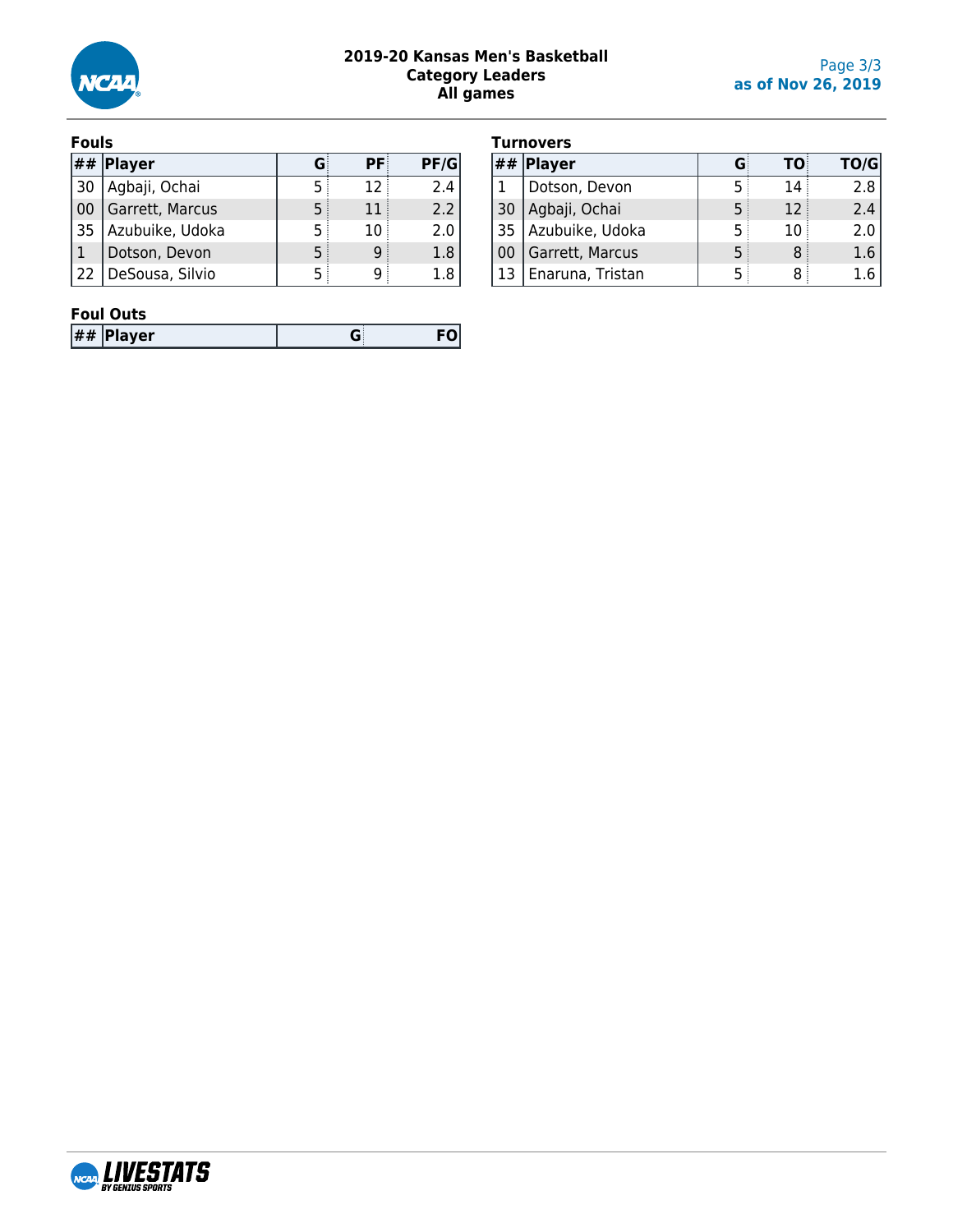# 2019-20 Kansas Men's Basketball
## Category Leaders
## All games

as of Nov 26, 2019

### Fouls

| ## | Player | G | PF | PF/G |
|---|---|---|---|---|
| 30 | Agbaji, Ochai | 5 | 12 | 2.4 |
| 00 | Garrett, Marcus | 5 | 11 | 2.2 |
| 35 | Azubuike, Udoka | 5 | 10 | 2.0 |
| 1 | Dotson, Devon | 5 | 9 | 1.8 |
| 22 | DeSousa, Silvio | 5 | 9 | 1.8 |

### Turnovers

| ## | Player | G | TO | TO/G |
|---|---|---|---|---|
| 1 | Dotson, Devon | 5 | 14 | 2.8 |
| 30 | Agbaji, Ochai | 5 | 12 | 2.4 |
| 35 | Azubuike, Udoka | 5 | 10 | 2.0 |
| 00 | Garrett, Marcus | 5 | 8 | 1.6 |
| 13 | Enaruna, Tristan | 5 | 8 | 1.6 |

### Foul Outs

| ## | Player | G | FO |
|---|---|---|---|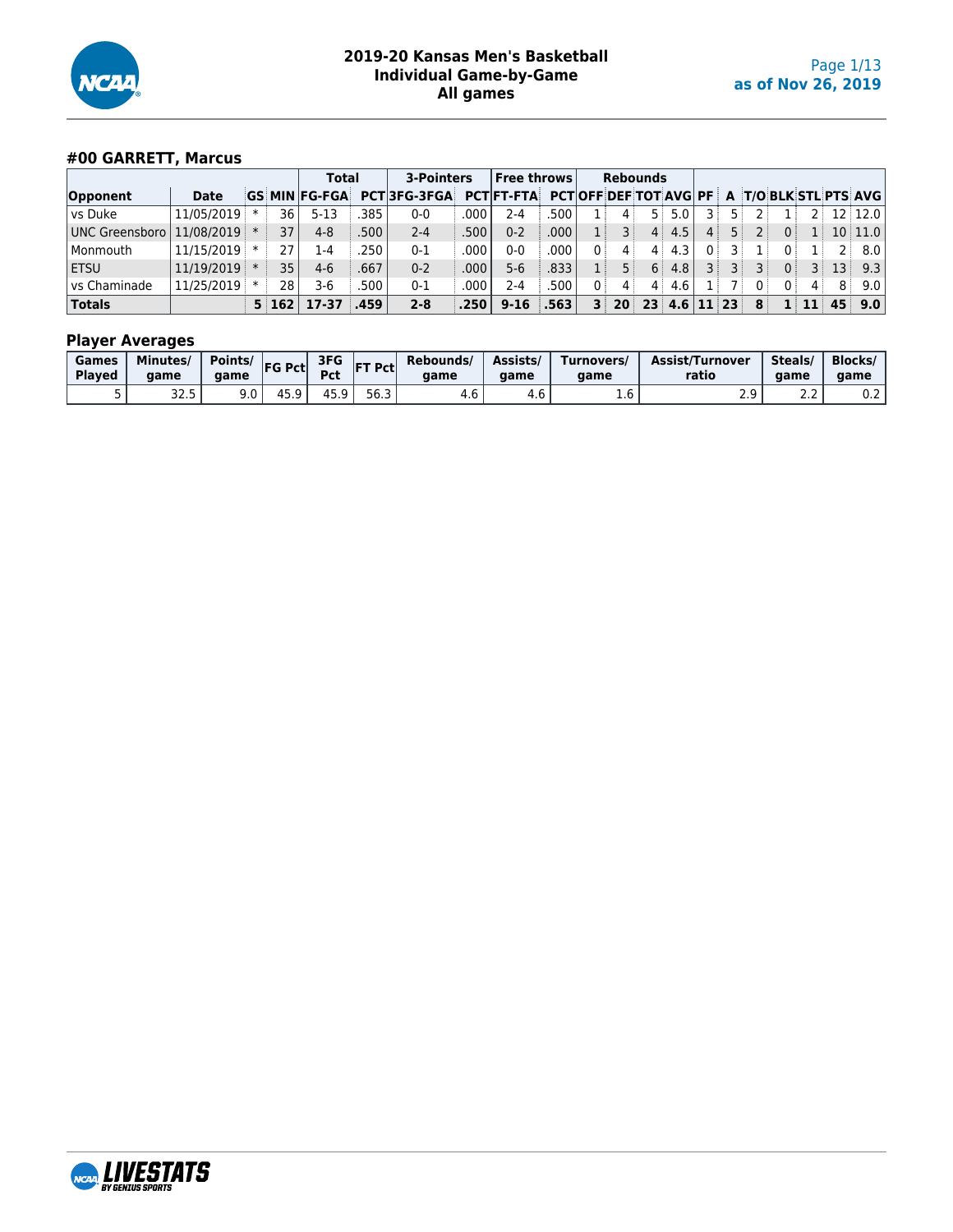# 2019-20 Kansas Men's Basketball
## Individual Game-by-Game
## All games

as of Nov 26, 2019

### #00 GARRETT, Marcus

| | | | | Total | | 3-Pointers | | Free throws | | Rebounds | | | | | | | | | | |
|---|---|---|---|---|---|---|---|---|---|---|---|---|---|---|---|---|---|---|---|---|
| Opponent | Date | GS | MIN | FG-FGA | PCT | 3FG-3FGA | PCT | FT-FTA | PCT | OFF | DEF | TOT | AVG | PF | A | T/O | BLK | STL | PTS | AVG |
| vs Duke | 11/05/2019 | * | 36 | 5-13 | .385 | 0-0 | .000 | 2-4 | .500 | 1 | 4 | 5 | 5.0 | 3 | 5 | 2 | 1 | 2 | 12 | 12.0 |
| UNC Greensboro | 11/08/2019 | * | 37 | 4-8 | .500 | 2-4 | .500 | 0-2 | .000 | 1 | 3 | 4 | 4.5 | 4 | 5 | 2 | 0 | 1 | 10 | 11.0 |
| Monmouth | 11/15/2019 | * | 27 | 1-4 | .250 | 0-1 | .000 | 0-0 | .000 | 0 | 4 | 4 | 4.3 | 0 | 3 | 1 | 0 | 1 | 2 | 8.0 |
| ETSU | 11/19/2019 | * | 35 | 4-6 | .667 | 0-2 | .000 | 5-6 | .833 | 1 | 5 | 6 | 4.8 | 3 | 3 | 3 | 0 | 3 | 13 | 9.3 |
| vs Chaminade | 11/25/2019 | * | 28 | 3-6 | .500 | 0-1 | .000 | 2-4 | .500 | 0 | 4 | 4 | 4.6 | 1 | 7 | 0 | 0 | 4 | 8 | 9.0 |
| **Totals** | | **5** | **162** | **17-37** | **.459** | **2-8** | **.250** | **9-16** | **.563** | **3** | **20** | **23** | **4.6** | **11** | **23** | **8** | **1** | **11** | **45** | **9.0** |

### Player Averages

| Games Played | Minutes/ game | Points/ game | FG Pct | 3FG Pct | FT Pct | Rebounds/ game | Assists/ game | Turnovers/ game | Assist/Turnover ratio | Steals/ game | Blocks/ game |
|---|---|---|---|---|---|---|---|---|---|---|---|
| 5 | 32.5 | 9.0 | 45.9 | 45.9 | 56.3 | 4.6 | 4.6 | 1.6 | 2.9 | 2.2 | 0.2 |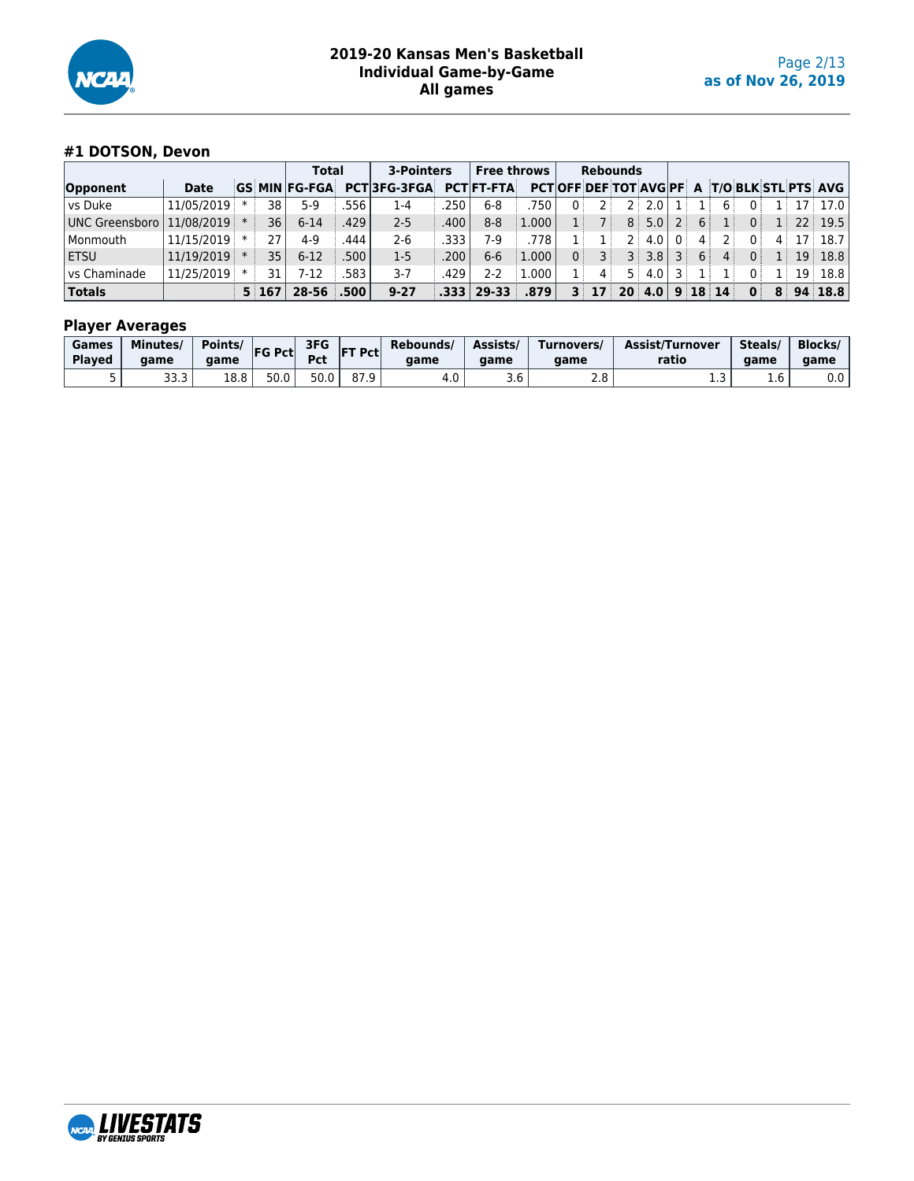# 2019-20 Kansas Men's Basketball
## Individual Game-by-Game
## All games

as of Nov 26, 2019

### #1 DOTSON, Devon

| | | | | Total | | 3-Pointers | | Free throws | | Rebounds | | | | | | | | | | |
|---|---|---|---|---|---|---|---|---|---|---|---|---|---|---|---|---|---|---|---|---|
| Opponent | Date | GS | MIN | FG-FGA | PCT | 3FG-3FGA | PCT | FT-FTA | PCT | OFF | DEF | TOT | AVG | PF | A | T/O | BLK | STL | PTS | AVG |
| vs Duke | 11/05/2019 | * | 38 | 5-9 | .556 | 1-4 | .250 | 6-8 | .750 | 0 | 2 | 2 | 2.0 | 1 | 1 | 6 | 0 | 1 | 17 | 17.0 |
| UNC Greensboro | 11/08/2019 | * | 36 | 6-14 | .429 | 2-5 | .400 | 8-8 | 1.000 | 1 | 7 | 8 | 5.0 | 2 | 6 | 1 | 0 | 1 | 22 | 19.5 |
| Monmouth | 11/15/2019 | * | 27 | 4-9 | .444 | 2-6 | .333 | 7-9 | .778 | 1 | 1 | 2 | 4.0 | 0 | 4 | 2 | 0 | 4 | 17 | 18.7 |
| ETSU | 11/19/2019 | * | 35 | 6-12 | .500 | 1-5 | .200 | 6-6 | 1.000 | 0 | 3 | 3 | 3.8 | 3 | 6 | 4 | 0 | 1 | 19 | 18.8 |
| vs Chaminade | 11/25/2019 | * | 31 | 7-12 | .583 | 3-7 | .429 | 2-2 | 1.000 | 1 | 4 | 5 | 4.0 | 3 | 1 | 1 | 0 | 1 | 19 | 18.8 |
| **Totals** | | **5** | **167** | **28-56** | **.500** | **9-27** | **.333** | **29-33** | **.879** | **3** | **17** | **20** | **4.0** | **9** | **18** | **14** | **0** | **8** | **94** | **18.8** |

### Player Averages

| Games Played | Minutes/ game | Points/ game | FG Pct | 3FG Pct | FT Pct | Rebounds/ game | Assists/ game | Turnovers/ game | Assist/Turnover ratio | Steals/ game | Blocks/ game |
|---|---|---|---|---|---|---|---|---|---|---|---|
| 5 | 33.3 | 18.8 | 50.0 | 50.0 | 87.9 | 4.0 | 3.6 | 2.8 | 1.3 | 1.6 | 0.0 |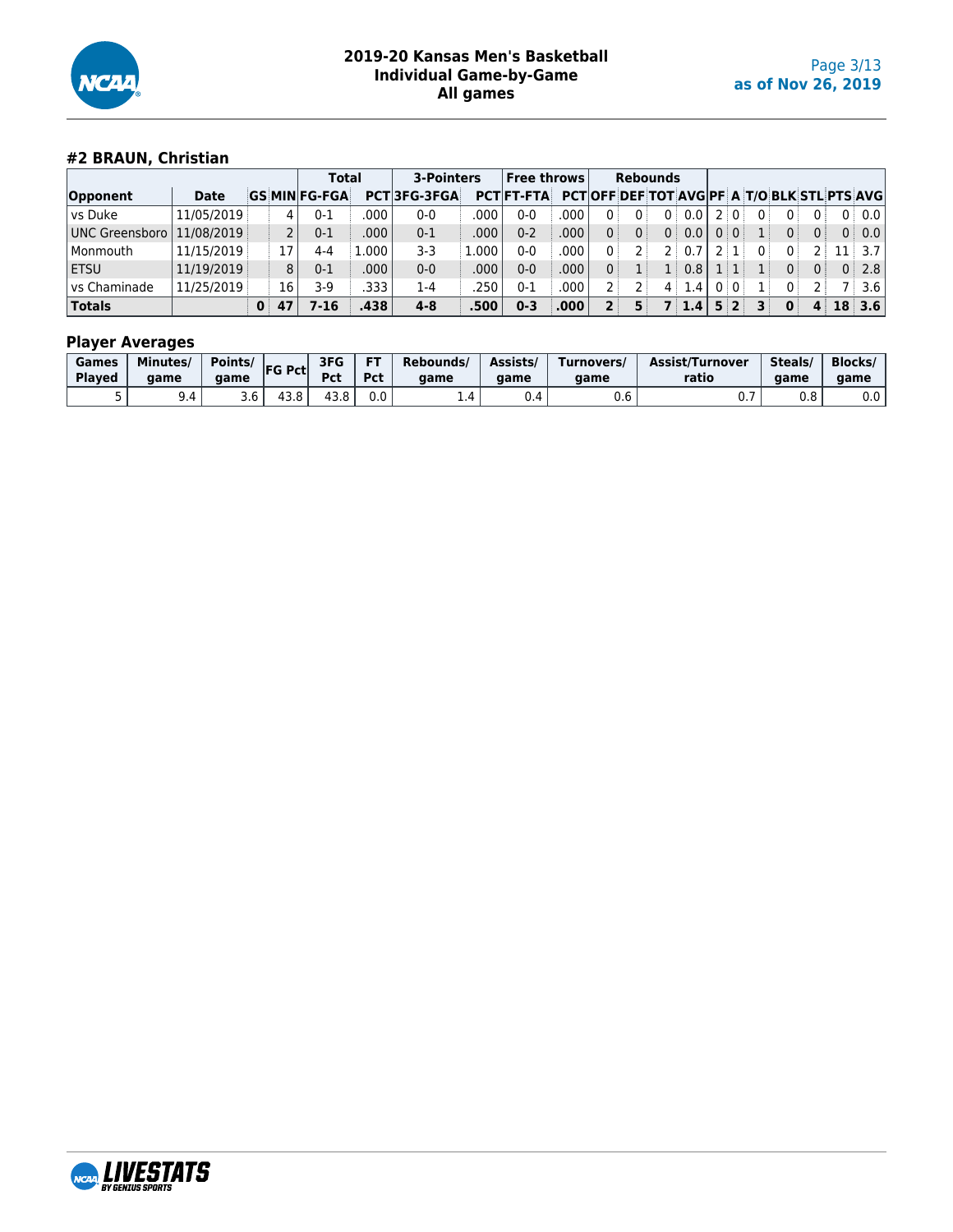# 2019-20 Kansas Men's Basketball
## Individual Game-by-Game
## All games

as of Nov 26, 2019

### #2 BRAUN, Christian

| | | | | Total | | 3-Pointers | | Free throws | | Rebounds | | | | | | | | | | |
|---|---|---|---|---|---|---|---|---|---|---|---|---|---|---|---|---|---|---|---|---|
| Opponent | Date | GS | MIN | FG-FGA | PCT | 3FG-3FGA | PCT | FT-FTA | PCT | OFF | DEF | TOT | AVG | PF | A | T/O | BLK | STL | PTS | AVG |
| vs Duke | 11/05/2019 | | 4 | 0-1 | .000 | 0-0 | .000 | 0-0 | .000 | 0 | 0 | 0 | 0.0 | 2 | 0 | 0 | 0 | 0 | 0 | 0.0 |
| UNC Greensboro | 11/08/2019 | | 2 | 0-1 | .000 | 0-1 | .000 | 0-2 | .000 | 0 | 0 | 0 | 0.0 | 0 | 0 | 1 | 0 | 0 | 0 | 0.0 |
| Monmouth | 11/15/2019 | | 17 | 4-4 | 1.000 | 3-3 | 1.000 | 0-0 | .000 | 0 | 2 | 2 | 0.7 | 2 | 1 | 0 | 0 | 2 | 11 | 3.7 |
| ETSU | 11/19/2019 | | 8 | 0-1 | .000 | 0-0 | .000 | 0-0 | .000 | 0 | 1 | 1 | 0.8 | 1 | 1 | 1 | 0 | 0 | 0 | 2.8 |
| vs Chaminade | 11/25/2019 | | 16 | 3-9 | .333 | 1-4 | .250 | 0-1 | .000 | 2 | 2 | 4 | 1.4 | 0 | 0 | 1 | 0 | 2 | 7 | 3.6 |
| **Totals** | | **0** | **47** | **7-16** | **.438** | **4-8** | **.500** | **0-3** | **.000** | **2** | **5** | **7** | **1.4** | **5** | **2** | **3** | **0** | **4** | **18** | **3.6** |

### Player Averages

| Games Played | Minutes/ game | Points/ game | FG Pct | 3FG Pct | FT Pct | Rebounds/ game | Assists/ game | Turnovers/ game | Assist/Turnover ratio | Steals/ game | Blocks/ game |
|---|---|---|---|---|---|---|---|---|---|---|---|
| 5 | 9.4 | 3.6 | 43.8 | 43.8 | 0.0 | 1.4 | 0.4 | 0.6 | 0.7 | 0.8 | 0.0 |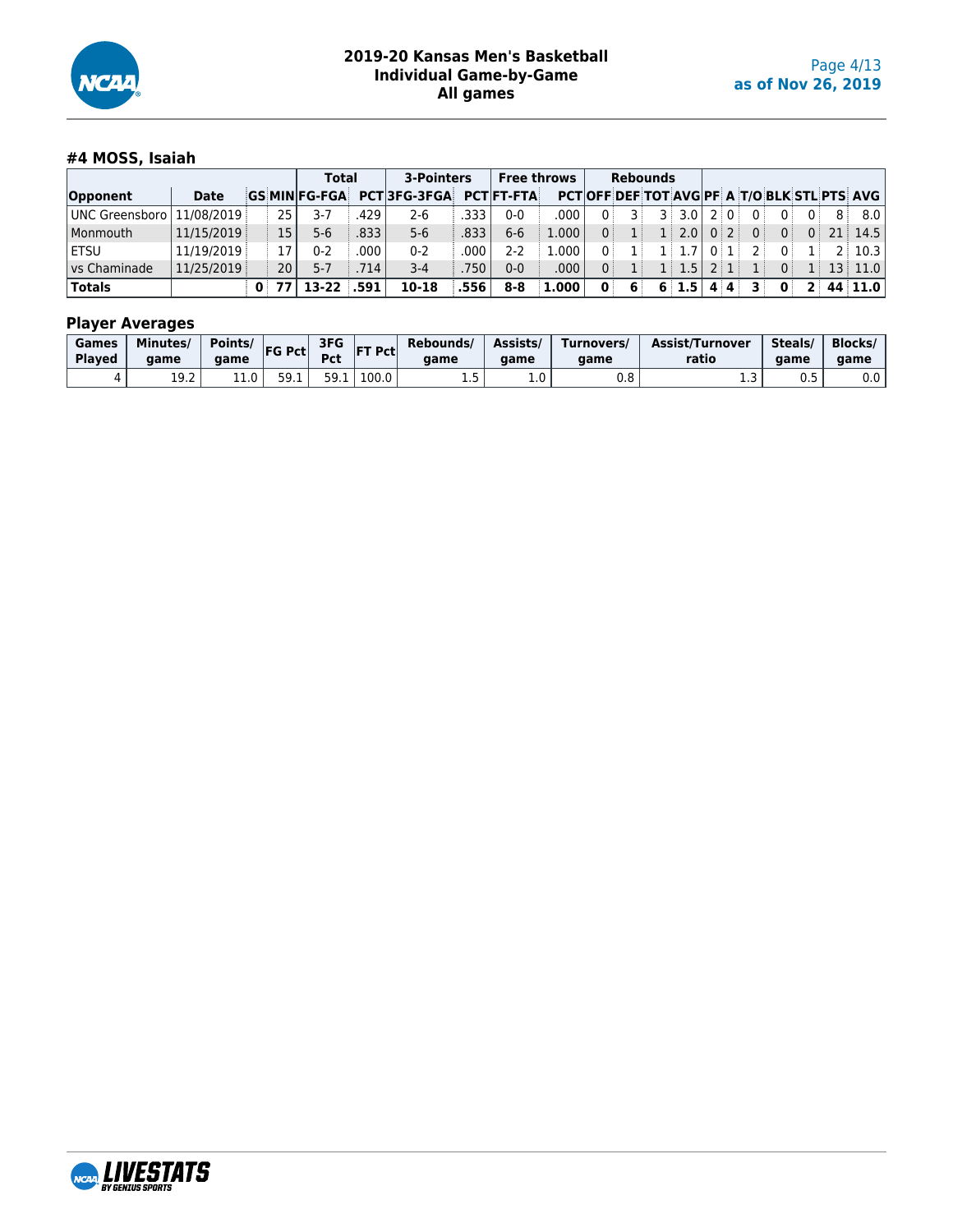# 2019-20 Kansas Men's Basketball
## Individual Game-by-Game
## All games

as of Nov 26, 2019

### #4 MOSS, Isaiah

| | | | | Total | | 3-Pointers | | Free throws | | Rebounds | | | | | | | | | | |
|---|---|---|---|---|---|---|---|---|---|---|---|---|---|---|---|---|---|---|---|---|
| Opponent | Date | GS | MIN | FG-FGA | PCT | 3FG-3FGA | PCT | FT-FTA | PCT | OFF | DEF | TOT | AVG | PF | A | T/O | BLK | STL | PTS | AVG |
| UNC Greensboro | 11/08/2019 | | 25 | 3-7 | .429 | 2-6 | .333 | 0-0 | .000 | 0 | 3 | 3 | 3.0 | 2 | 0 | 0 | 0 | 0 | 8 | 8.0 |
| Monmouth | 11/15/2019 | | 15 | 5-6 | .833 | 5-6 | .833 | 6-6 | 1.000 | 0 | 1 | 1 | 2.0 | 0 | 2 | 0 | 0 | 0 | 21 | 14.5 |
| ETSU | 11/19/2019 | | 17 | 0-2 | .000 | 0-2 | .000 | 2-2 | 1.000 | 0 | 1 | 1 | 1.7 | 0 | 1 | 2 | 0 | 1 | 2 | 10.3 |
| vs Chaminade | 11/25/2019 | | 20 | 5-7 | .714 | 3-4 | .750 | 0-0 | .000 | 0 | 1 | 1 | 1.5 | 2 | 1 | 1 | 0 | 1 | 13 | 11.0 |
| **Totals** | | **0** | **77** | **13-22** | **.591** | **10-18** | **.556** | **8-8** | **1.000** | **0** | **6** | **6** | **1.5** | **4** | **4** | **3** | **0** | **2** | **44** | **11.0** |

### Player Averages

| Games Played | Minutes/ game | Points/ game | FG Pct | 3FG Pct | FT Pct | Rebounds/ game | Assists/ game | Turnovers/ game | Assist/Turnover ratio | Steals/ game | Blocks/ game |
|---|---|---|---|---|---|---|---|---|---|---|---|
| 4 | 19.2 | 11.0 | 59.1 | 59.1 | 100.0 | 1.5 | 1.0 | 0.8 | 1.3 | 0.5 | 0.0 |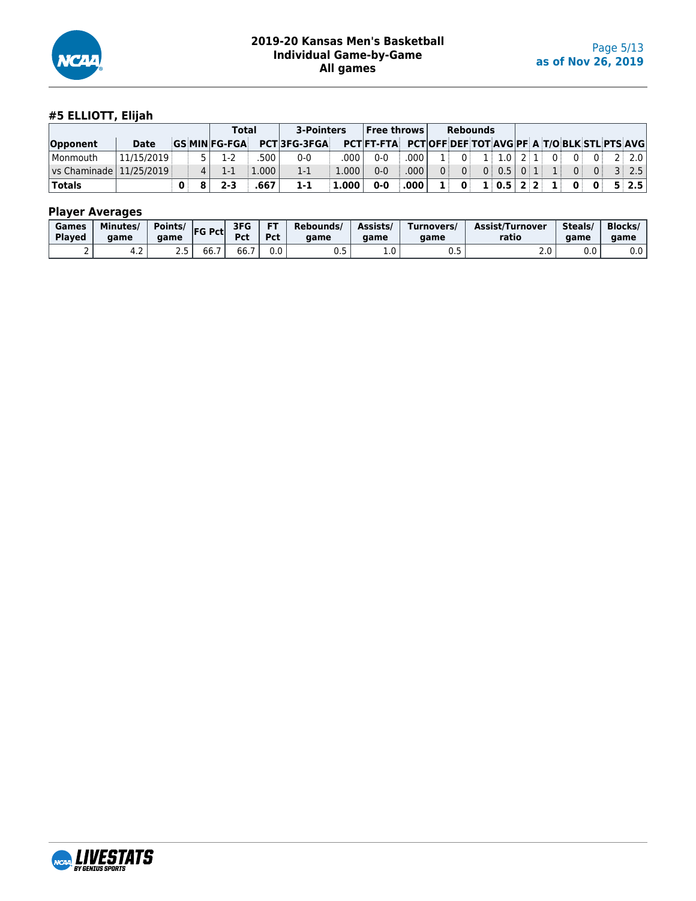## #5 ELLIOTT, Elijah

| | | | | Total | | 3-Pointers | | Free throws | | Rebounds | | | | | | | | | | |
|---|---|---|---|---|---|---|---|---|---|---|---|---|---|---|---|---|---|---|---|---|
| Opponent | Date | GS | MIN | FG-FGA | PCT | 3FG-3FGA | PCT | FT-FTA | PCT | OFF | DEF | TOT | AVG | PF | A | T/O | BLK | STL | PTS | AVG |
| Monmouth | 11/15/2019 | | 5 | 1-2 | .500 | 0-0 | .000 | 0-0 | .000 | 1 | 0 | 1 | 1.0 | 2 | 1 | 0 | 0 | 0 | 2 | 2.0 |
| vs Chaminade | 11/25/2019 | | 4 | 1-1 | 1.000 | 1-1 | 1.000 | 0-0 | .000 | 0 | 0 | 0 | 0.5 | 0 | 1 | 1 | 0 | 0 | 3 | 2.5 |
| **Totals** | | **0** | **8** | **2-3** | **.667** | **1-1** | **1.000** | **0-0** | **.000** | **1** | **0** | **1** | **0.5** | **2** | **2** | **1** | **0** | **0** | **5** | **2.5** |

### Player Averages

| Games Played | Minutes/ game | Points/ game | FG Pct | 3FG Pct | FT Pct | Rebounds/ game | Assists/ game | Turnovers/ game | Assist/Turnover ratio | Steals/ game | Blocks/ game |
|---|---|---|---|---|---|---|---|---|---|---|---|
| 2 | 4.2 | 2.5 | 66.7 | 66.7 | 0.0 | 0.5 | 1.0 | 0.5 | 2.0 | 0.0 | 0.0 |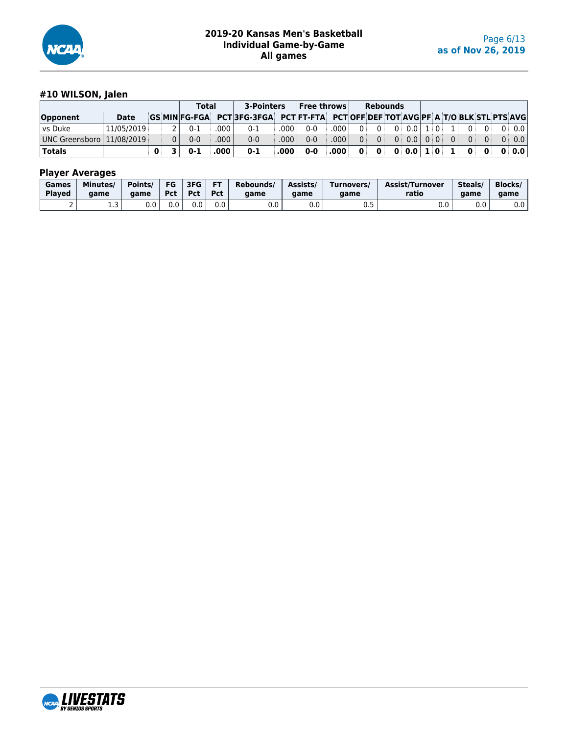# 2019-20 Kansas Men's Basketball
## Individual Game-by-Game
## All games

as of Nov 26, 2019

### #10 WILSON, Jalen

| | | | | Total | | 3-Pointers | | Free throws | | Rebounds | | | | | | | | | | |
|---|---|---|---|---|---|---|---|---|---|---|---|---|---|---|---|---|---|---|---|---|
| Opponent | Date | GS | MIN | FG-FGA | PCT | 3FG-3FGA | PCT | FT-FTA | PCT | OFF | DEF | TOT | AVG | PF | A | T/O | BLK | STL | PTS | AVG |
| vs Duke | 11/05/2019 | | 2 | 0-1 | .000 | 0-1 | .000 | 0-0 | .000 | 0 | 0 | 0 | 0.0 | 1 | 0 | 1 | 0 | 0 | 0 | 0.0 |
| UNC Greensboro | 11/08/2019 | | 0 | 0-0 | .000 | 0-0 | .000 | 0-0 | .000 | 0 | 0 | 0 | 0.0 | 0 | 0 | 0 | 0 | 0 | 0 | 0.0 |
| **Totals** | | **0** | **3** | **0-1** | **.000** | **0-1** | **.000** | **0-0** | **.000** | **0** | **0** | **0** | **0.0** | **1** | **0** | **1** | **0** | **0** | **0** | **0.0** |

### Player Averages

| Games Played | Minutes/ game | Points/ game | FG Pct | 3FG Pct | FT Pct | Rebounds/ game | Assists/ game | Turnovers/ game | Assist/Turnover ratio | Steals/ game | Blocks/ game |
|---|---|---|---|---|---|---|---|---|---|---|---|
| 2 | 1.3 | 0.0 | 0.0 | 0.0 | 0.0 | 0.0 | 0.0 | 0.5 | 0.0 | 0.0 | 0.0 |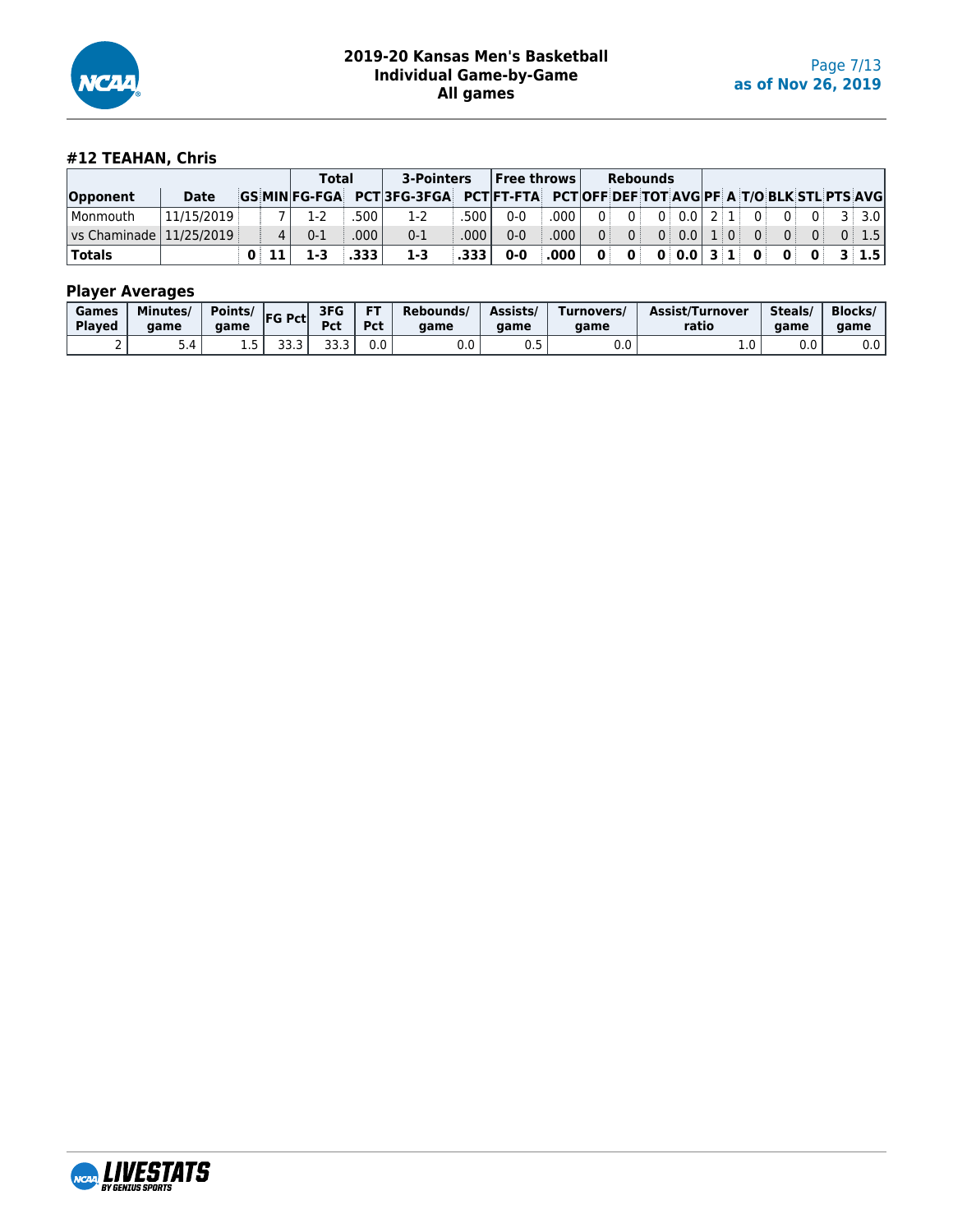# 2019-20 Kansas Men's Basketball
## Individual Game-by-Game
## All games

as of Nov 26, 2019

### #12 TEAHAN, Chris

| | | | | Total | | 3-Pointers | | Free throws | | Rebounds | | | | | | | | | | |
|---|---|---|---|---|---|---|---|---|---|---|---|---|---|---|---|---|---|---|---|---|
| Opponent | Date | GS | MIN | FG-FGA | PCT | 3FG-3FGA | PCT | FT-FTA | PCT | OFF | DEF | TOT | AVG | PF | A | T/O | BLK | STL | PTS | AVG |
| Monmouth | 11/15/2019 | | 7 | 1-2 | .500 | 1-2 | .500 | 0-0 | .000 | 0 | 0 | 0 | 0.0 | 2 | 1 | 0 | 0 | 0 | 3 | 3.0 |
| vs Chaminade | 11/25/2019 | | 4 | 0-1 | .000 | 0-1 | .000 | 0-0 | .000 | 0 | 0 | 0 | 0.0 | 1 | 0 | 0 | 0 | 0 | 0 | 1.5 |
| **Totals** | | **0** | **11** | **1-3** | **.333** | **1-3** | **.333** | **0-0** | **.000** | **0** | **0** | **0** | **0.0** | **3** | **1** | **0** | **0** | **0** | **3** | **1.5** |

### Player Averages

| Games Played | Minutes/ game | Points/ game | FG Pct | 3FG Pct | FT Pct | Rebounds/ game | Assists/ game | Turnovers/ game | Assist/Turnover ratio | Steals/ game | Blocks/ game |
|---|---|---|---|---|---|---|---|---|---|---|---|
| 2 | 5.4 | 1.5 | 33.3 | 33.3 | 0.0 | 0.0 | 0.5 | 0.0 | 1.0 | 0.0 | 0.0 |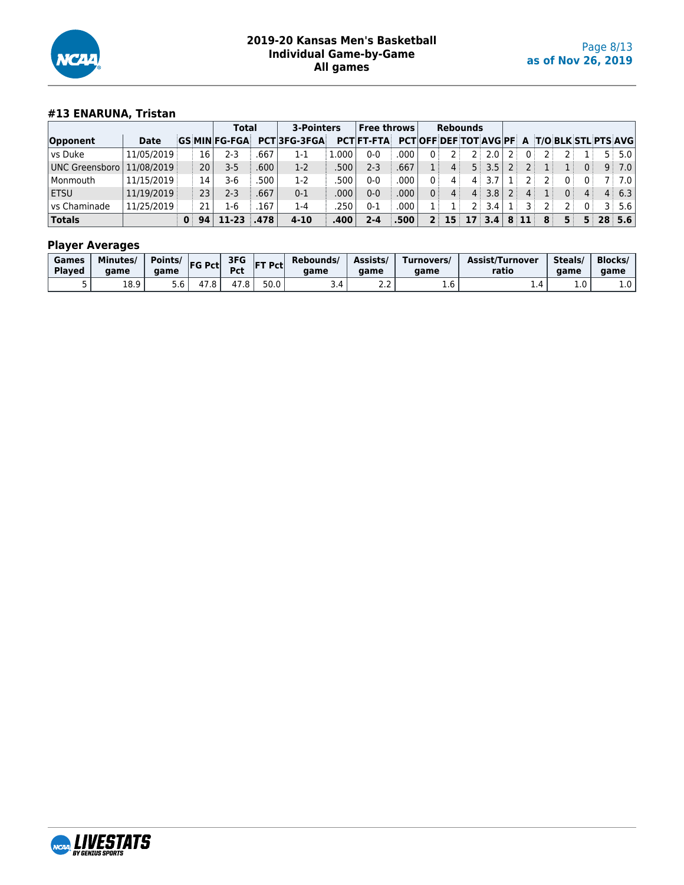# 2019-20 Kansas Men's Basketball
## Individual Game-by-Game
## All games

as of Nov 26, 2019

### #13 ENARUNA, Tristan

| | | | | Total | | 3-Pointers | | Free throws | | Rebounds | | | | | | | | | |
|---|---|---|---|---|---|---|---|---|---|---|---|---|---|---|---|---|---|---|---|
| Opponent | Date | GS | MIN | FG-FGA | PCT | 3FG-3FGA | PCT | FT-FTA | PCT | OFF | DEF | TOT | AVG | PF | A | T/O | BLK | STL | PTS | AVG |
| vs Duke | 11/05/2019 | | 16 | 2-3 | .667 | 1-1 | 1.000 | 0-0 | .000 | 0 | 2 | 2 | 2.0 | 2 | 0 | 2 | 2 | 1 | 5 | 5.0 |
| UNC Greensboro | 11/08/2019 | | 20 | 3-5 | .600 | 1-2 | .500 | 2-3 | .667 | 1 | 4 | 5 | 3.5 | 2 | 2 | 1 | 1 | 0 | 9 | 7.0 |
| Monmouth | 11/15/2019 | | 14 | 3-6 | .500 | 1-2 | .500 | 0-0 | .000 | 0 | 4 | 4 | 3.7 | 1 | 2 | 2 | 0 | 0 | 7 | 7.0 |
| ETSU | 11/19/2019 | | 23 | 2-3 | .667 | 0-1 | .000 | 0-0 | .000 | 0 | 4 | 4 | 3.8 | 2 | 4 | 1 | 0 | 4 | 4 | 6.3 |
| vs Chaminade | 11/25/2019 | | 21 | 1-6 | .167 | 1-4 | .250 | 0-1 | .000 | 1 | 1 | 2 | 3.4 | 1 | 3 | 2 | 2 | 0 | 3 | 5.6 |
| **Totals** | | **0** | **94** | **11-23** | **.478** | **4-10** | **.400** | **2-4** | **.500** | **2** | **15** | **17** | **3.4** | **8** | **11** | **8** | **5** | **5** | **28** | **5.6** |

### Player Averages

| Games Played | Minutes/ game | Points/ game | FG Pct | 3FG Pct | FT Pct | Rebounds/ game | Assists/ game | Turnovers/ game | Assist/Turnover ratio | Steals/ game | Blocks/ game |
|---|---|---|---|---|---|---|---|---|---|---|---|
| 5 | 18.9 | 5.6 | 47.8 | 47.8 | 50.0 | 3.4 | 2.2 | 1.6 | 1.4 | 1.0 | 1.0 |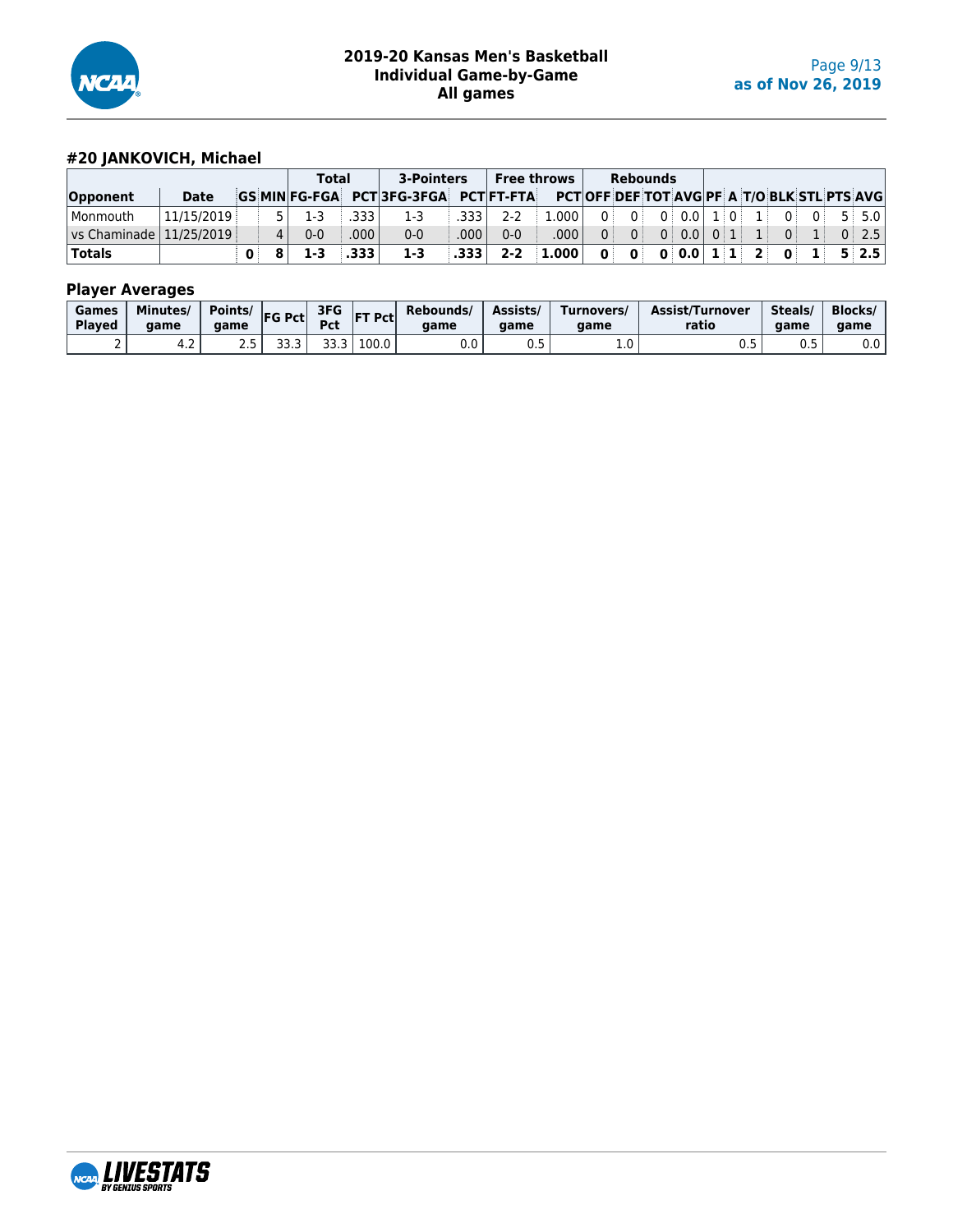## 2019-20 Kansas Men's Basketball
## Individual Game-by-Game
## All games

as of Nov 26, 2019

### #20 JANKOVICH, Michael

| | | | | Total | | 3-Pointers | | Free throws | | Rebounds | | | | | | | | | | |
|---|---|---|---|---|---|---|---|---|---|---|---|---|---|---|---|---|---|---|---|---|
| Opponent | Date | GS | MIN | FG-FGA | PCT | 3FG-3FGA | PCT | FT-FTA | PCT | OFF | DEF | TOT | AVG | PF | A | T/O | BLK | STL | PTS | AVG |
| Monmouth | 11/15/2019 | | 5 | 1-3 | .333 | 1-3 | .333 | 2-2 | 1.000 | 0 | 0 | 0 | 0.0 | 1 | 0 | 1 | 0 | 0 | 5 | 5.0 |
| vs Chaminade | 11/25/2019 | | 4 | 0-0 | .000 | 0-0 | .000 | 0-0 | .000 | 0 | 0 | 0 | 0.0 | 0 | 1 | 1 | 0 | 1 | 0 | 2.5 |
| **Totals** | | **0** | **8** | **1-3** | **.333** | **1-3** | **.333** | **2-2** | **1.000** | **0** | **0** | **0** | **0.0** | **1** | **1** | **2** | **0** | **1** | **5** | **2.5** |

### Player Averages

| Games Played | Minutes/ game | Points/ game | FG Pct | 3FG Pct | FT Pct | Rebounds/ game | Assists/ game | Turnovers/ game | Assist/Turnover ratio | Steals/ game | Blocks/ game |
|---|---|---|---|---|---|---|---|---|---|---|---|
| 2 | 4.2 | 2.5 | 33.3 | 33.3 | 100.0 | 0.0 | 0.5 | 1.0 | 0.5 | 0.5 | 0.0 |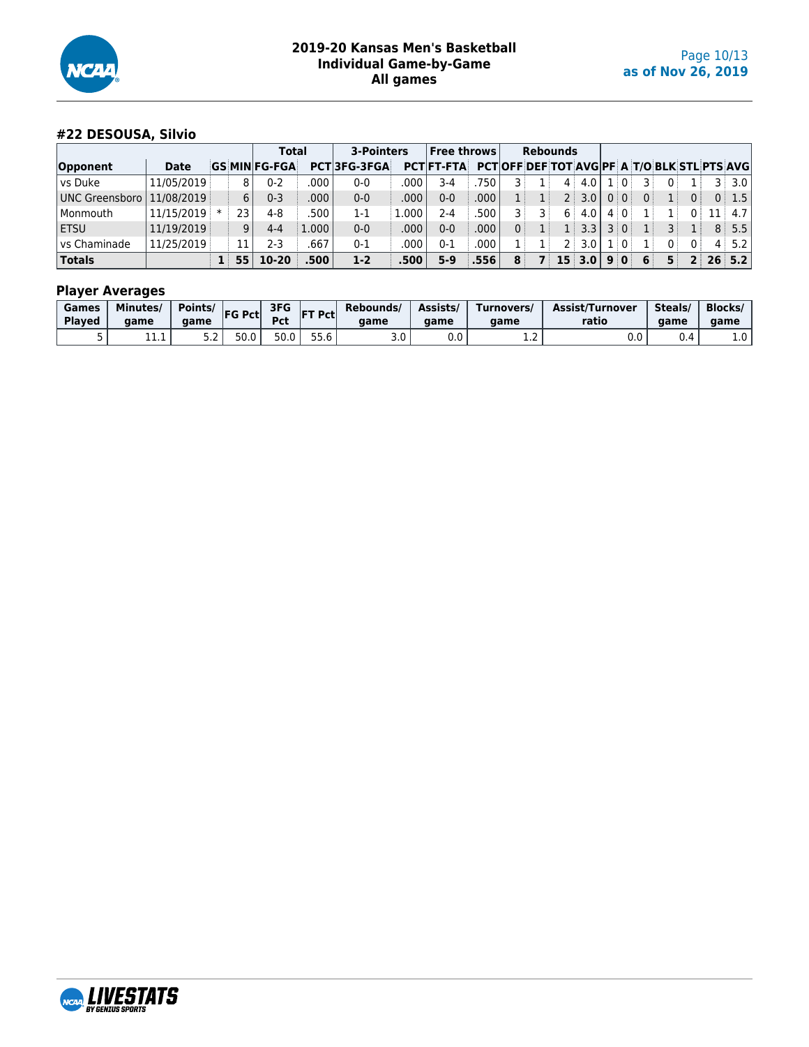# 2019-20 Kansas Men's Basketball
## Individual Game-by-Game
## All games

as of Nov 26, 2019

### #22 DESOUSA, Silvio

| | | | | Total | | 3-Pointers | | Free throws | | Rebounds | | | | | | | | | | |
|---|---|---|---|---|---|---|---|---|---|---|---|---|---|---|---|---|---|---|---|---|
| Opponent | Date | GS | MIN | FG-FGA | PCT | 3FG-3FGA | PCT | FT-FTA | PCT | OFF | DEF | TOT | AVG | PF | A | T/O | BLK | STL | PTS | AVG |
| vs Duke | 11/05/2019 | | 8 | 0-2 | .000 | 0-0 | .000 | 3-4 | .750 | 3 | 1 | 4 | 4.0 | 1 | 0 | 3 | 0 | 1 | 3 | 3.0 |
| UNC Greensboro | 11/08/2019 | | 6 | 0-3 | .000 | 0-0 | .000 | 0-0 | .000 | 1 | 1 | 2 | 3.0 | 0 | 0 | 0 | 1 | 0 | 0 | 1.5 |
| Monmouth | 11/15/2019 | * | 23 | 4-8 | .500 | 1-1 | 1.000 | 2-4 | .500 | 3 | 3 | 6 | 4.0 | 4 | 0 | 1 | 1 | 0 | 11 | 4.7 |
| ETSU | 11/19/2019 | | 9 | 4-4 | 1.000 | 0-0 | .000 | 0-0 | .000 | 0 | 1 | 1 | 3.3 | 3 | 0 | 1 | 3 | 1 | 8 | 5.5 |
| vs Chaminade | 11/25/2019 | | 11 | 2-3 | .667 | 0-1 | .000 | 0-1 | .000 | 1 | 1 | 2 | 3.0 | 1 | 0 | 1 | 0 | 0 | 4 | 5.2 |
| **Totals** | | **1** | **55** | **10-20** | **.500** | **1-2** | **.500** | **5-9** | **.556** | **8** | **7** | **15** | **3.0** | **9** | **0** | **6** | **5** | **2** | **26** | **5.2** |

### Player Averages

| Games Played | Minutes/ game | Points/ game | FG Pct | 3FG Pct | FT Pct | Rebounds/ game | Assists/ game | Turnovers/ game | Assist/Turnover ratio | Steals/ game | Blocks/ game |
|---|---|---|---|---|---|---|---|---|---|---|---|
| 5 | 11.1 | 5.2 | 50.0 | 50.0 | 55.6 | 3.0 | 0.0 | 1.2 | 0.0 | 0.4 | 1.0 |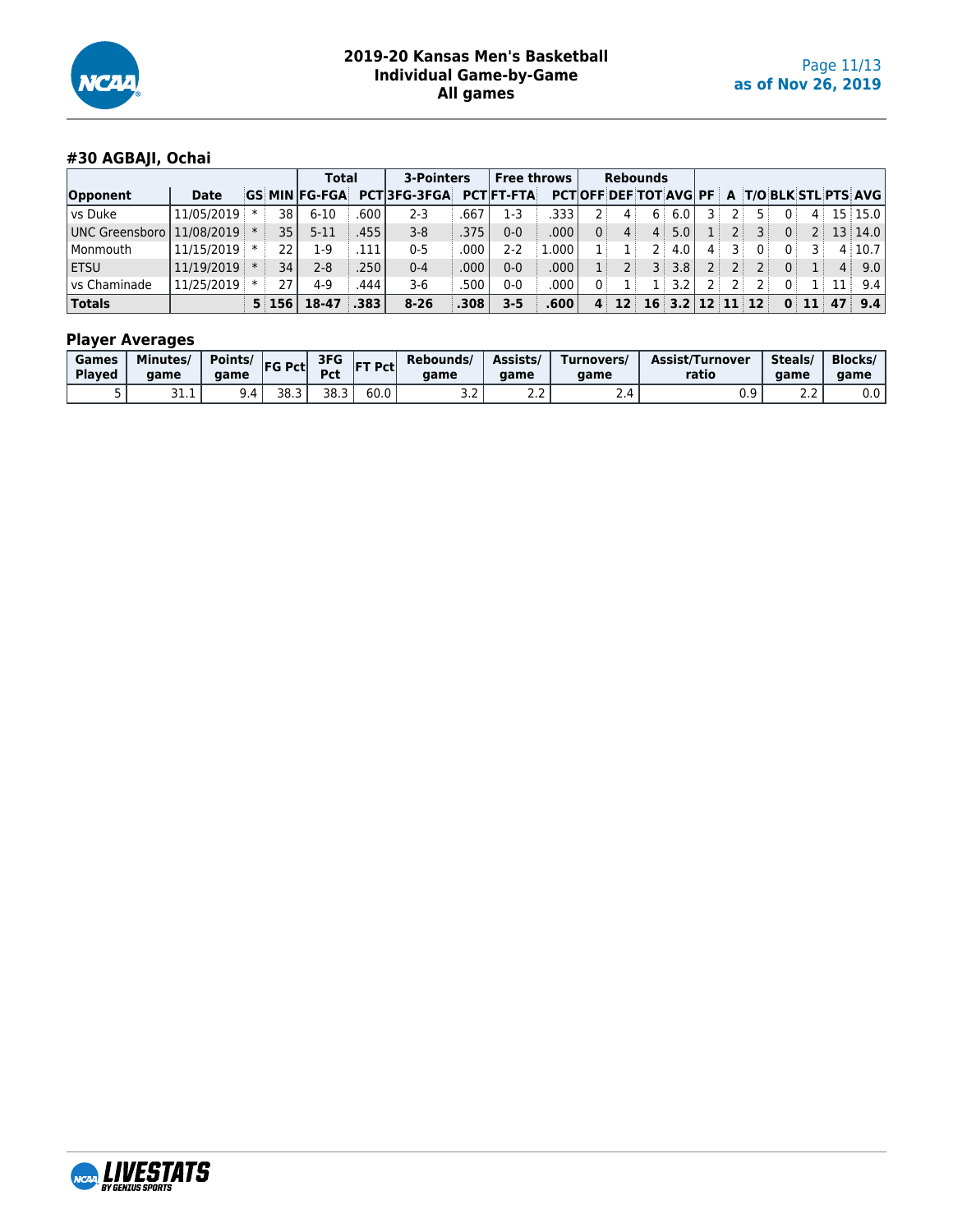# 2019-20 Kansas Men's Basketball
## Individual Game-by-Game
## All games

as of Nov 26, 2019

### #30 AGBAJI, Ochai

| | | | | Total | | 3-Pointers | | Free throws | | Rebounds | | | | | | | | | | |
|---|---|---|---|---|---|---|---|---|---|---|---|---|---|---|---|---|---|---|---|---|
| Opponent | Date | GS | MIN | FG-FGA | PCT | 3FG-3FGA | PCT | FT-FTA | PCT | OFF | DEF | TOT | AVG | PF | A | T/O | BLK | STL | PTS | AVG |
| vs Duke | 11/05/2019 | * | 38 | 6-10 | .600 | 2-3 | .667 | 1-3 | .333 | 2 | 4 | 6 | 6.0 | 3 | 2 | 5 | 0 | 4 | 15 | 15.0 |
| UNC Greensboro | 11/08/2019 | * | 35 | 5-11 | .455 | 3-8 | .375 | 0-0 | .000 | 0 | 4 | 4 | 5.0 | 1 | 2 | 3 | 0 | 2 | 13 | 14.0 |
| Monmouth | 11/15/2019 | * | 22 | 1-9 | .111 | 0-5 | .000 | 2-2 | 1.000 | 1 | 1 | 2 | 4.0 | 4 | 3 | 0 | 0 | 3 | 4 | 10.7 |
| ETSU | 11/19/2019 | * | 34 | 2-8 | .250 | 0-4 | .000 | 0-0 | .000 | 1 | 2 | 3 | 3.8 | 2 | 2 | 2 | 0 | 1 | 4 | 9.0 |
| vs Chaminade | 11/25/2019 | * | 27 | 4-9 | .444 | 3-6 | .500 | 0-0 | .000 | 0 | 1 | 1 | 3.2 | 2 | 2 | 2 | 0 | 1 | 11 | 9.4 |
| **Totals** | | **5** | **156** | **18-47** | **.383** | **8-26** | **.308** | **3-5** | **.600** | **4** | **12** | **16** | **3.2** | **12** | **11** | **12** | **0** | **11** | **47** | **9.4** |

### Player Averages

| Games Played | Minutes/ game | Points/ game | FG Pct | 3FG Pct | FT Pct | Rebounds/ game | Assists/ game | Turnovers/ game | Assist/Turnover ratio | Steals/ game | Blocks/ game |
|---|---|---|---|---|---|---|---|---|---|---|---|
| 5 | 31.1 | 9.4 | 38.3 | 38.3 | 60.0 | 3.2 | 2.2 | 2.4 | 0.9 | 2.2 | 0.0 |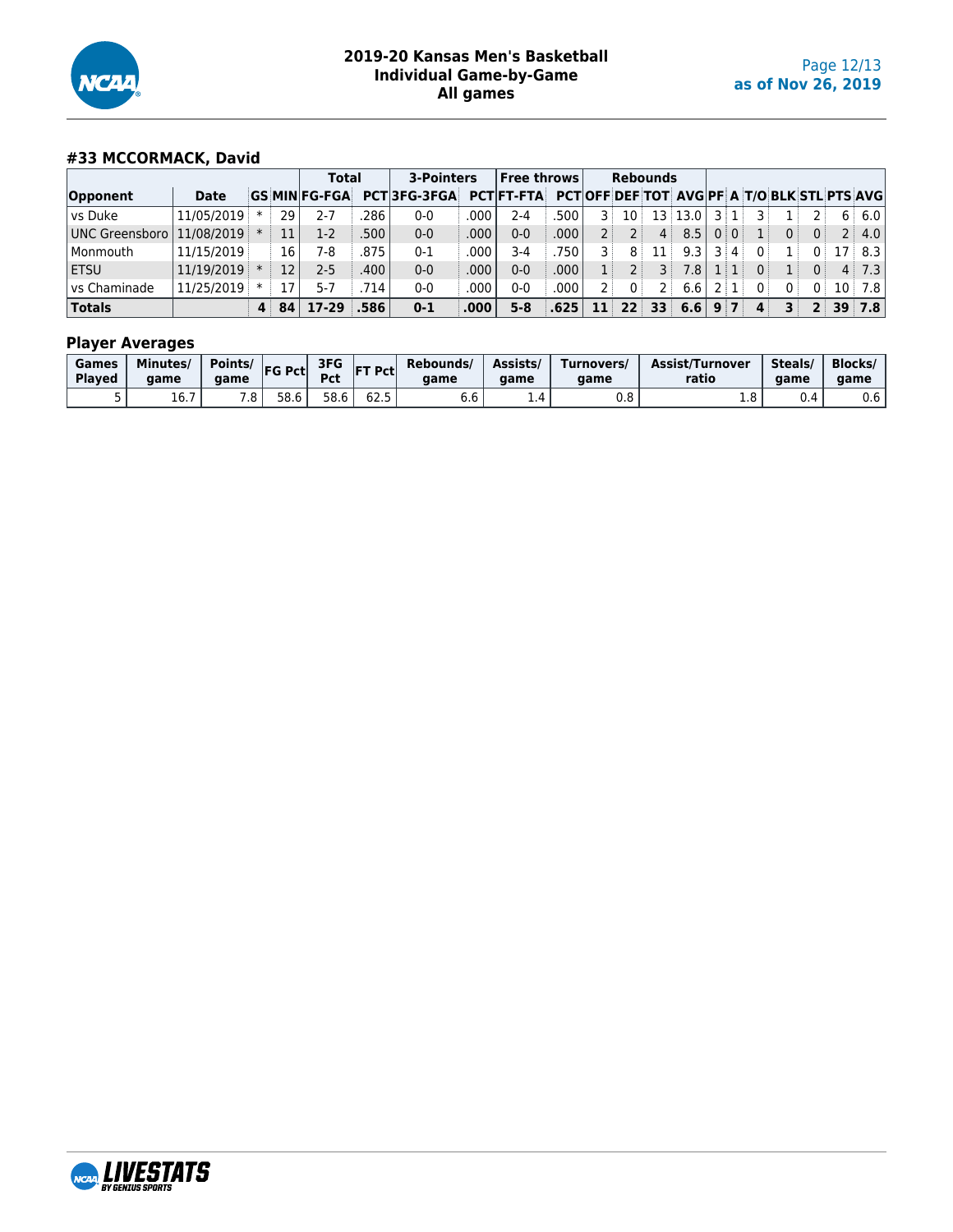# 2019-20 Kansas Men's Basketball
## Individual Game-by-Game
## All games

as of Nov 26, 2019

### #33 MCCORMACK, David

| | | | | Total | | 3-Pointers | | Free throws | | Rebounds | | | | | | | | | | |
|---|---|---|---|---|---|---|---|---|---|---|---|---|---|---|---|---|---|---|---|---|
| Opponent | Date | GS | MIN | FG-FGA | PCT | 3FG-3FGA | PCT | FT-FTA | PCT | OFF | DEF | TOT | AVG | PF | A | T/O | BLK | STL | PTS | AVG |
| vs Duke | 11/05/2019 | * | 29 | 2-7 | .286 | 0-0 | .000 | 2-4 | .500 | 3 | 10 | 13 | 13.0 | 3 | 1 | 3 | 1 | 2 | 6 | 6.0 |
| UNC Greensboro | 11/08/2019 | * | 11 | 1-2 | .500 | 0-0 | .000 | 0-0 | .000 | 2 | 2 | 4 | 8.5 | 0 | 0 | 1 | 0 | 0 | 2 | 4.0 |
| Monmouth | 11/15/2019 | | 16 | 7-8 | .875 | 0-1 | .000 | 3-4 | .750 | 3 | 8 | 11 | 9.3 | 3 | 4 | 0 | 1 | 0 | 17 | 8.3 |
| ETSU | 11/19/2019 | * | 12 | 2-5 | .400 | 0-0 | .000 | 0-0 | .000 | 1 | 2 | 3 | 7.8 | 1 | 1 | 0 | 1 | 0 | 4 | 7.3 |
| vs Chaminade | 11/25/2019 | * | 17 | 5-7 | .714 | 0-0 | .000 | 0-0 | .000 | 2 | 0 | 2 | 6.6 | 2 | 1 | 0 | 0 | 0 | 10 | 7.8 |
| **Totals** | | **4** | **84** | **17-29** | **.586** | **0-1** | **.000** | **5-8** | **.625** | **11** | **22** | **33** | **6.6** | **9** | **7** | **4** | **3** | **2** | **39** | **7.8** |

### Player Averages

| Games Played | Minutes/ game | Points/ game | FG Pct | 3FG Pct | FT Pct | Rebounds/ game | Assists/ game | Turnovers/ game | Assist/Turnover ratio | Steals/ game | Blocks/ game |
|---|---|---|---|---|---|---|---|---|---|---|---|
| 5 | 16.7 | 7.8 | 58.6 | 58.6 | 62.5 | 6.6 | 1.4 | 0.8 | 1.8 | 0.4 | 0.6 |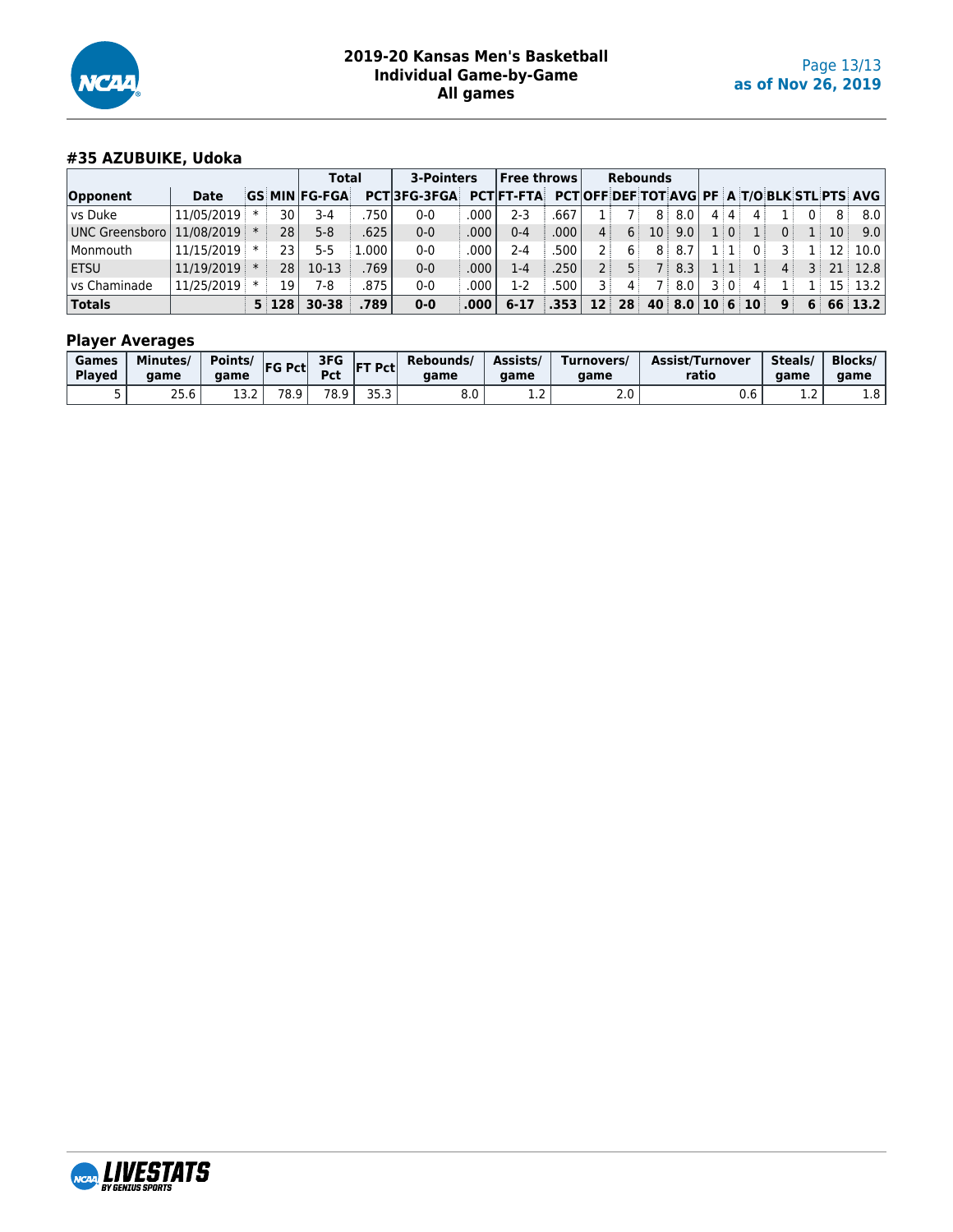# 2019-20 Kansas Men's Basketball
## Individual Game-by-Game
## All games

### #35 AZUBUIKE, Udoka

| | | | | Total | | 3-Pointers | | Free throws | | Rebounds | | | | | | | | | | |
|---|---|---|---|---|---|---|---|---|---|---|---|---|---|---|---|---|---|---|---|---|
| Opponent | Date | GS | MIN | FG-FGA | PCT | 3FG-3FGA | PCT | FT-FTA | PCT | OFF | DEF | TOT | AVG | PF | A | T/O | BLK | STL | PTS | AVG |
| vs Duke | 11/05/2019 | * | 30 | 3-4 | .750 | 0-0 | .000 | 2-3 | .667 | 1 | 7 | 8 | 8.0 | 4 | 4 | 4 | 1 | 0 | 8 | 8.0 |
| UNC Greensboro | 11/08/2019 | * | 28 | 5-8 | .625 | 0-0 | .000 | 0-4 | .000 | 4 | 6 | 10 | 9.0 | 1 | 0 | 1 | 0 | 1 | 10 | 9.0 |
| Monmouth | 11/15/2019 | * | 23 | 5-5 | 1.000 | 0-0 | .000 | 2-4 | .500 | 2 | 6 | 8 | 8.7 | 1 | 1 | 0 | 3 | 1 | 12 | 10.0 |
| ETSU | 11/19/2019 | * | 28 | 10-13 | .769 | 0-0 | .000 | 1-4 | .250 | 2 | 5 | 7 | 8.3 | 1 | 1 | 1 | 4 | 3 | 21 | 12.8 |
| vs Chaminade | 11/25/2019 | * | 19 | 7-8 | .875 | 0-0 | .000 | 1-2 | .500 | 3 | 4 | 7 | 8.0 | 3 | 0 | 4 | 1 | 1 | 15 | 13.2 |
| **Totals** | | **5** | **128** | **30-38** | **.789** | **0-0** | **.000** | **6-17** | **.353** | **12** | **28** | **40** | **8.0** | **10** | **6** | **10** | **9** | **6** | **66** | **13.2** |

### Player Averages

| Games Played | Minutes/ game | Points/ game | FG Pct | 3FG Pct | FT Pct | Rebounds/ game | Assists/ game | Turnovers/ game | Assist/Turnover ratio | Steals/ game | Blocks/ game |
|---|---|---|---|---|---|---|---|---|---|---|---|
| 5 | 25.6 | 13.2 | 78.9 | 78.9 | 35.3 | 8.0 | 1.2 | 2.0 | 0.6 | 1.2 | 1.8 |